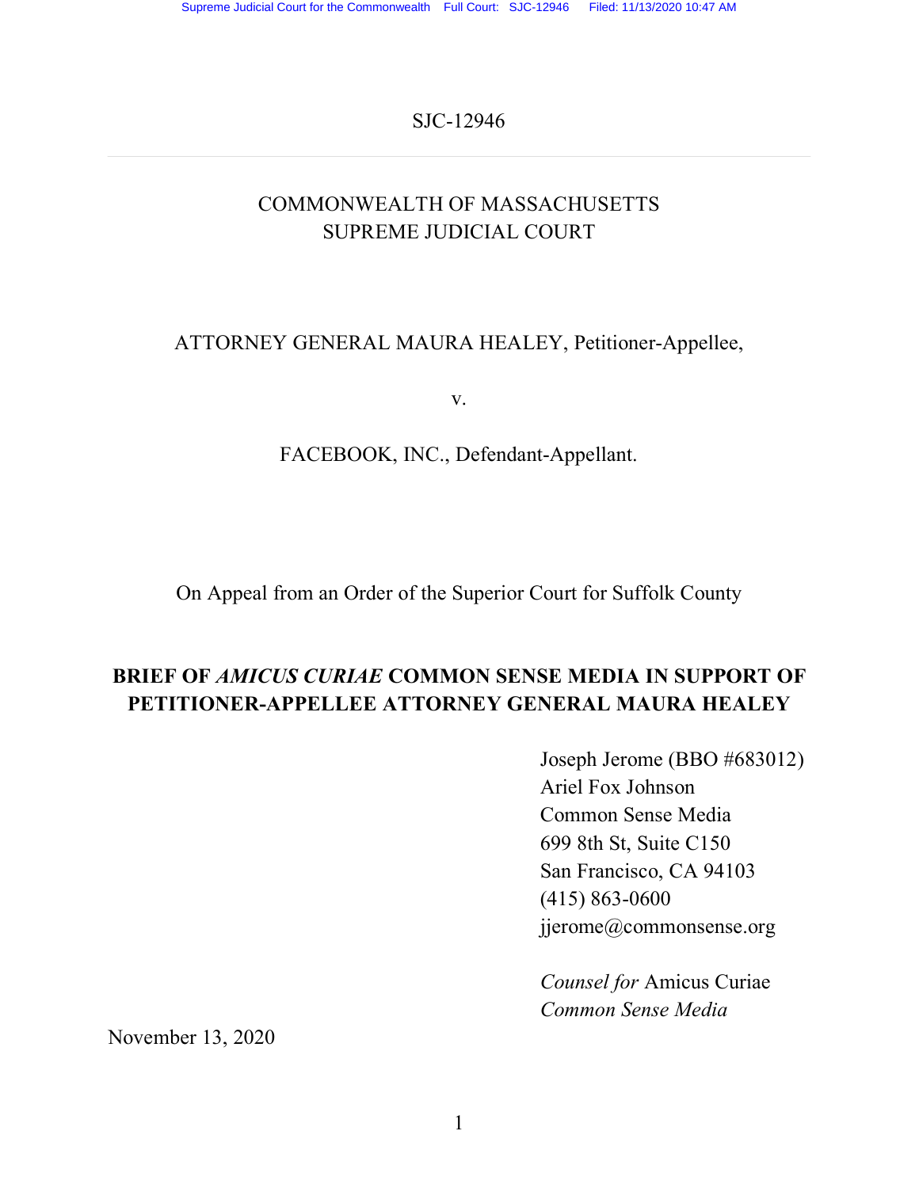SJC-12946

---

COMMONWEALTH OF MASSACHUSETTS
SUPREME JUDICIAL COURT

ATTORNEY GENERAL MAURA HEALEY, Petitioner-Appellee,

v.

FACEBOOK, INC., Defendant-Appellant.

On Appeal from an Order of the Superior Court for Suffolk County

**BRIEF OF *AMICUS CURIAE* COMMON SENSE MEDIA IN SUPPORT OF PETITIONER-APPELLEE ATTORNEY GENERAL MAURA HEALEY**

Joseph Jerome (BBO #683012)
Ariel Fox Johnson
Common Sense Media
699 8th St, Suite C150
San Francisco, CA 94103
(415) 863-0600
jjerome@commonsense.org

*Counsel for* Amicus Curiae
*Common Sense Media*

November 13, 2020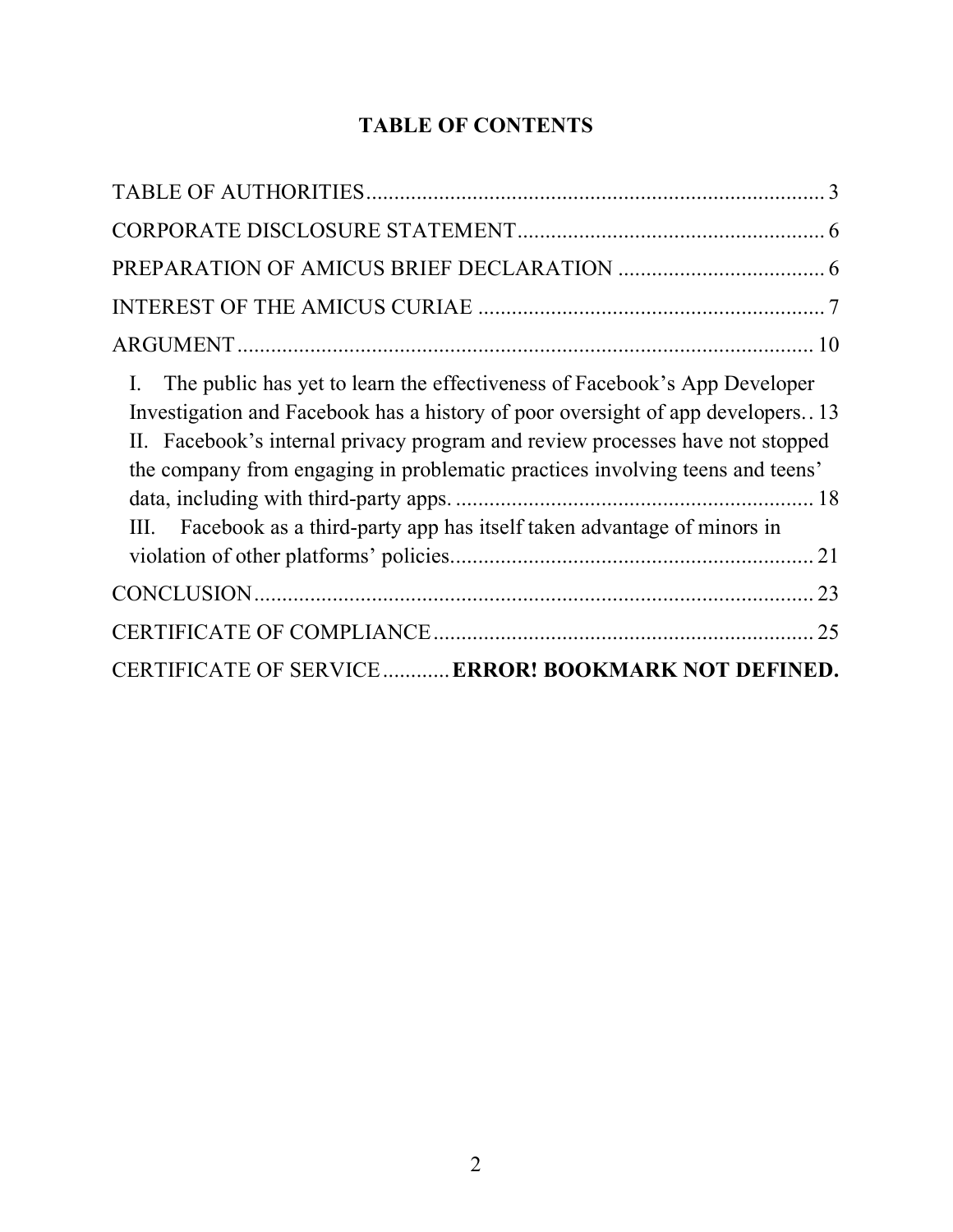## TABLE OF CONTENTS

TABLE OF AUTHORITIES .................................................................................. 3

CORPORATE DISCLOSURE STATEMENT ...................................................... 6

PREPARATION OF AMICUS BRIEF DECLARATION ..................................... 6

INTEREST OF THE AMICUS CURIAE ............................................................. 7

ARGUMENT ...................................................................................................... 10

I. The public has yet to learn the effectiveness of Facebook's App Developer Investigation and Facebook has a history of poor oversight of app developers. . 13

II. Facebook's internal privacy program and review processes have not stopped the company from engaging in problematic practices involving teens and teens' data, including with third-party apps. ................................................................ 18

III. Facebook as a third-party app has itself taken advantage of minors in violation of other platforms' policies. ................................................................ 21

CONCLUSION .................................................................................................... 23

CERTIFICATE OF COMPLIANCE ................................................................... 25

CERTIFICATE OF SERVICE ............ **ERROR! BOOKMARK NOT DEFINED.**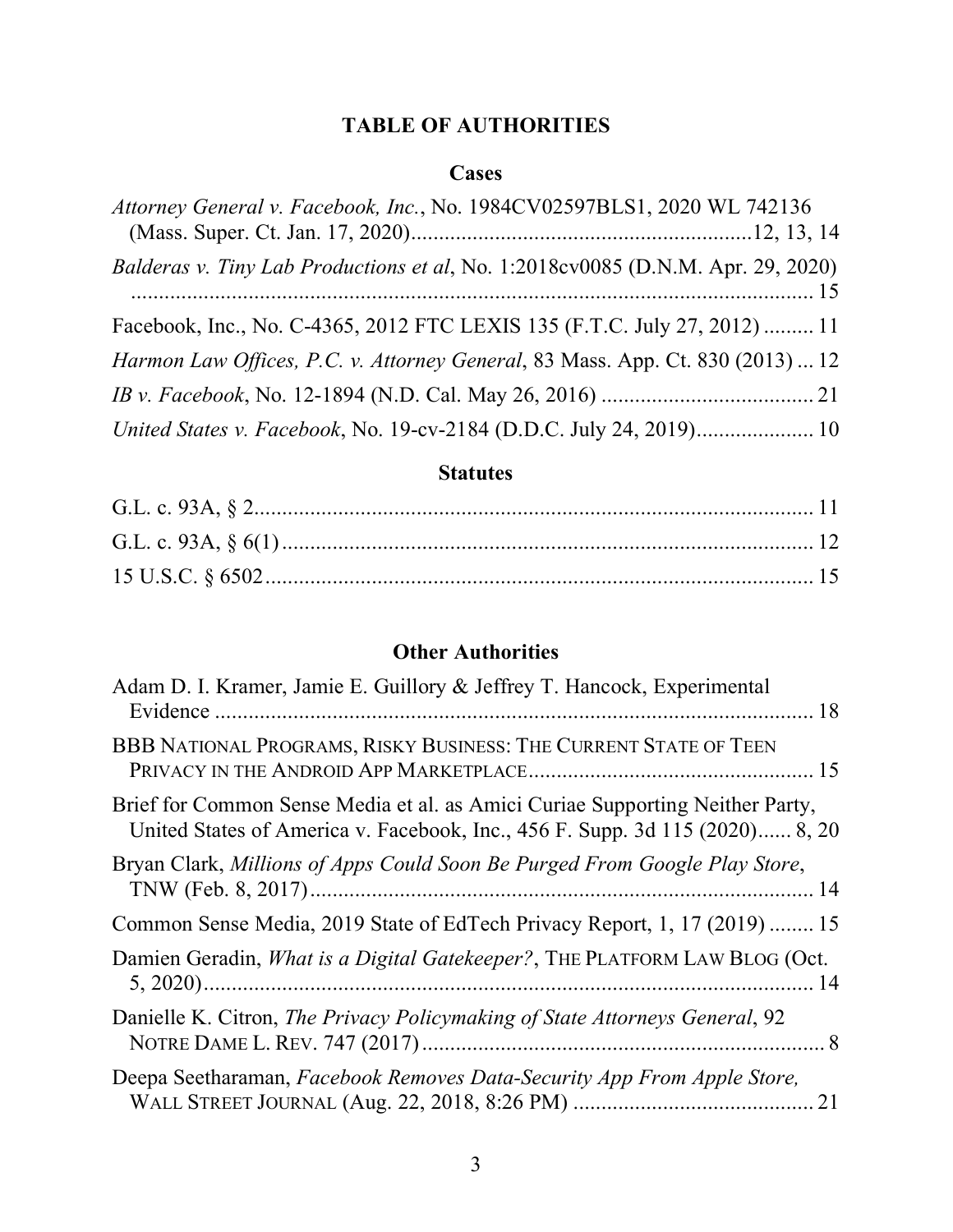# TABLE OF AUTHORITIES

## Cases

*Attorney General v. Facebook, Inc.*, No. 1984CV02597BLS1, 2020 WL 742136 (Mass. Super. Ct. Jan. 17, 2020) ............ 12, 13, 14

*Balderas v. Tiny Lab Productions et al*, No. 1:2018cv0085 (D.N.M. Apr. 29, 2020) ............ 15

Facebook, Inc., No. C-4365, 2012 FTC LEXIS 135 (F.T.C. July 27, 2012) ............ 11

*Harmon Law Offices, P.C. v. Attorney General*, 83 Mass. App. Ct. 830 (2013) ... 12

*IB v. Facebook*, No. 12-1894 (N.D. Cal. May 26, 2016) ............ 21

*United States v. Facebook*, No. 19-cv-2184 (D.D.C. July 24, 2019) ............ 10

## Statutes

G.L. c. 93A, § 2 ............ 11

G.L. c. 93A, § 6(1) ............ 12

15 U.S.C. § 6502 ............ 15

## Other Authorities

Adam D. I. Kramer, Jamie E. Guillory & Jeffrey T. Hancock, Experimental Evidence ............ 18

BBB NATIONAL PROGRAMS, RISKY BUSINESS: THE CURRENT STATE OF TEEN PRIVACY IN THE ANDROID APP MARKETPLACE ............ 15

Brief for Common Sense Media et al. as Amici Curiae Supporting Neither Party, United States of America v. Facebook, Inc., 456 F. Supp. 3d 115 (2020) ...... 8, 20

Bryan Clark, *Millions of Apps Could Soon Be Purged From Google Play Store*, TNW (Feb. 8, 2017) ............ 14

Common Sense Media, 2019 State of EdTech Privacy Report, 1, 17 (2019) ........ 15

Damien Geradin, *What is a Digital Gatekeeper?*, THE PLATFORM LAW BLOG (Oct. 5, 2020) ............ 14

Danielle K. Citron, *The Privacy Policymaking of State Attorneys General*, 92 NOTRE DAME L. REV. 747 (2017) ............ 8

Deepa Seetharaman, *Facebook Removes Data-Security App From Apple Store,* WALL STREET JOURNAL (Aug. 22, 2018, 8:26 PM) ............ 21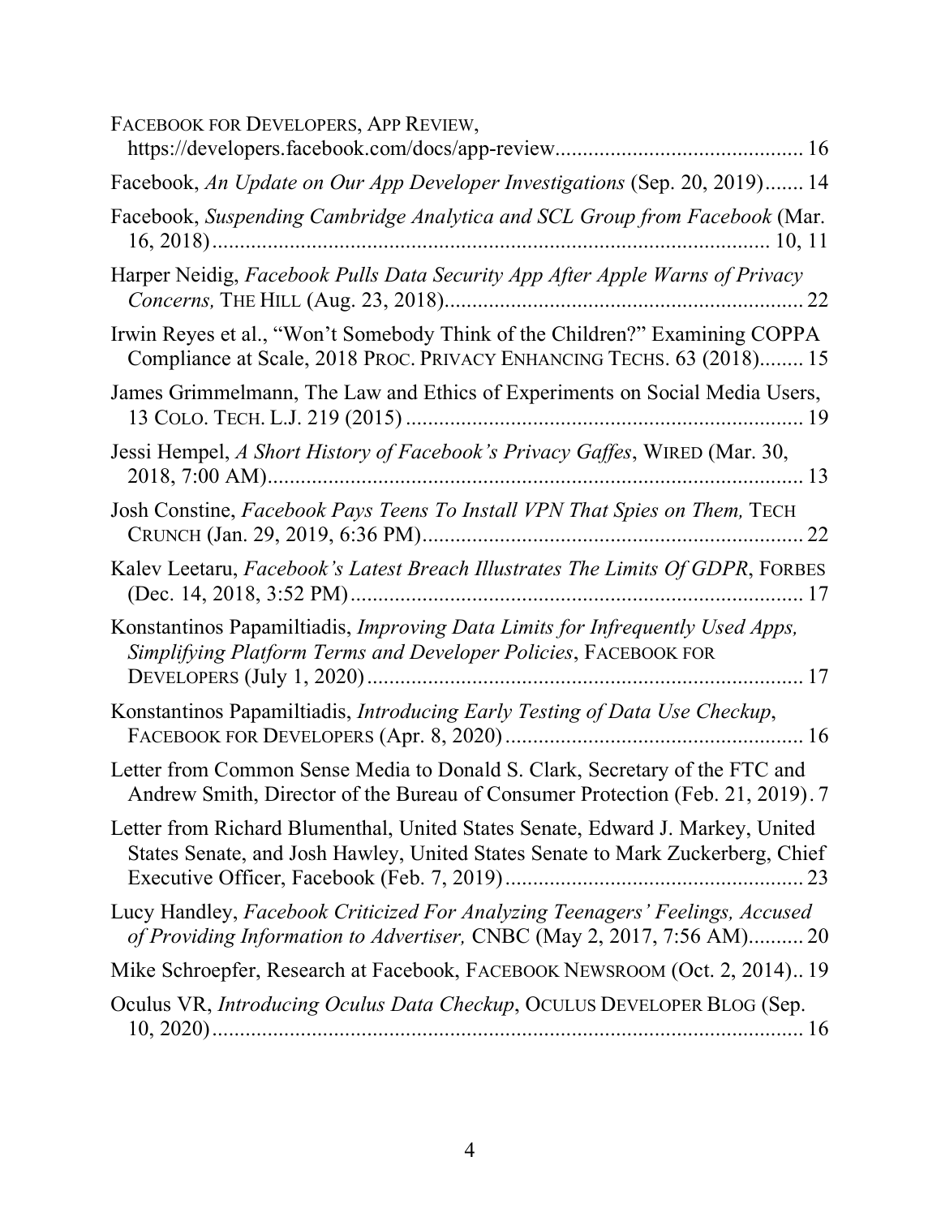FACEBOOK FOR DEVELOPERS, APP REVIEW, https://developers.facebook.com/docs/app-review............................................ 16

Facebook, *An Update on Our App Developer Investigations* (Sep. 20, 2019)....... 14

Facebook, *Suspending Cambridge Analytica and SCL Group from Facebook* (Mar. 16, 2018)..................................................................................................... 10, 11

Harper Neidig, *Facebook Pulls Data Security App After Apple Warns of Privacy Concerns,* THE HILL (Aug. 23, 2018)................................................................ 22

Irwin Reyes et al., "Won't Somebody Think of the Children?" Examining COPPA Compliance at Scale, 2018 PROC. PRIVACY ENHANCING TECHS. 63 (2018)........ 15

James Grimmelmann, The Law and Ethics of Experiments on Social Media Users, 13 COLO. TECH. L.J. 219 (2015) ....................................................................... 19

Jessi Hempel, *A Short History of Facebook's Privacy Gaffes*, WIRED (Mar. 30, 2018, 7:00 AM).................................................................................................. 13

Josh Constine, *Facebook Pays Teens To Install VPN That Spies on Them,* TECH CRUNCH (Jan. 29, 2019, 6:36 PM).................................................................... 22

Kalev Leetaru, *Facebook's Latest Breach Illustrates The Limits Of GDPR*, FORBES (Dec. 14, 2018, 3:52 PM)................................................................................. 17

Konstantinos Papamiltiadis, *Improving Data Limits for Infrequently Used Apps, Simplifying Platform Terms and Developer Policies*, FACEBOOK FOR DEVELOPERS (July 1, 2020).............................................................................. 17

Konstantinos Papamiltiadis, *Introducing Early Testing of Data Use Checkup*, FACEBOOK FOR DEVELOPERS (Apr. 8, 2020)...................................................... 16

Letter from Common Sense Media to Donald S. Clark, Secretary of the FTC and Andrew Smith, Director of the Bureau of Consumer Protection (Feb. 21, 2019). 7

Letter from Richard Blumenthal, United States Senate, Edward J. Markey, United States Senate, and Josh Hawley, United States Senate to Mark Zuckerberg, Chief Executive Officer, Facebook (Feb. 7, 2019)..................................................... 23

Lucy Handley, *Facebook Criticized For Analyzing Teenagers' Feelings, Accused of Providing Information to Advertiser,* CNBC (May 2, 2017, 7:56 AM).......... 20

Mike Schroepfer, Research at Facebook, FACEBOOK NEWSROOM (Oct. 2, 2014).. 19

Oculus VR, *Introducing Oculus Data Checkup*, OCULUS DEVELOPER BLOG (Sep. 10, 2020)........................................................................................................... 16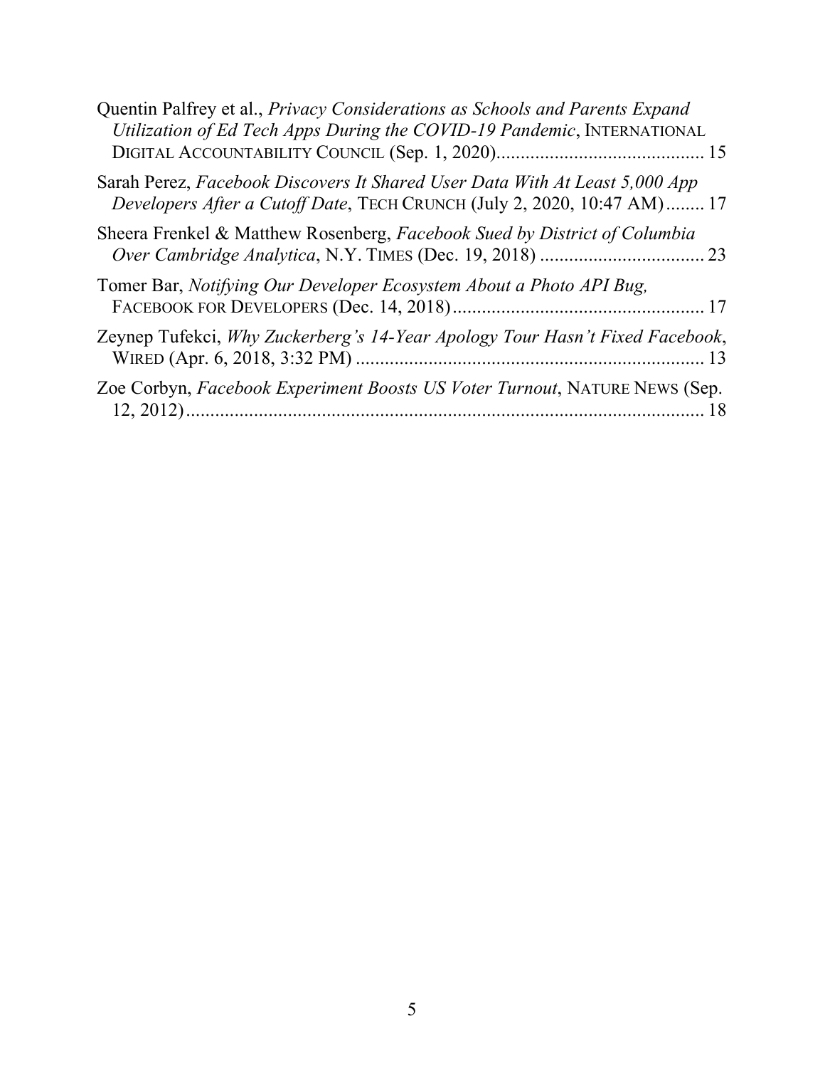Quentin Palfrey et al., *Privacy Considerations as Schools and Parents Expand Utilization of Ed Tech Apps During the COVID-19 Pandemic*, INTERNATIONAL DIGITAL ACCOUNTABILITY COUNCIL (Sep. 1, 2020) .......................................... 15

Sarah Perez, *Facebook Discovers It Shared User Data With At Least 5,000 App Developers After a Cutoff Date*, TECH CRUNCH (July 2, 2020, 10:47 AM) ........ 17

Sheera Frenkel & Matthew Rosenberg, *Facebook Sued by District of Columbia Over Cambridge Analytica*, N.Y. TIMES (Dec. 19, 2018) .................................. 23

Tomer Bar, *Notifying Our Developer Ecosystem About a Photo API Bug,* FACEBOOK FOR DEVELOPERS (Dec. 14, 2018) .................................................... 17

Zeynep Tufekci, *Why Zuckerberg's 14-Year Apology Tour Hasn't Fixed Facebook*, WIRED (Apr. 6, 2018, 3:32 PM) ........................................................................ 13

Zoe Corbyn, *Facebook Experiment Boosts US Voter Turnout*, NATURE NEWS (Sep. 12, 2012) ............................................................................................................ 18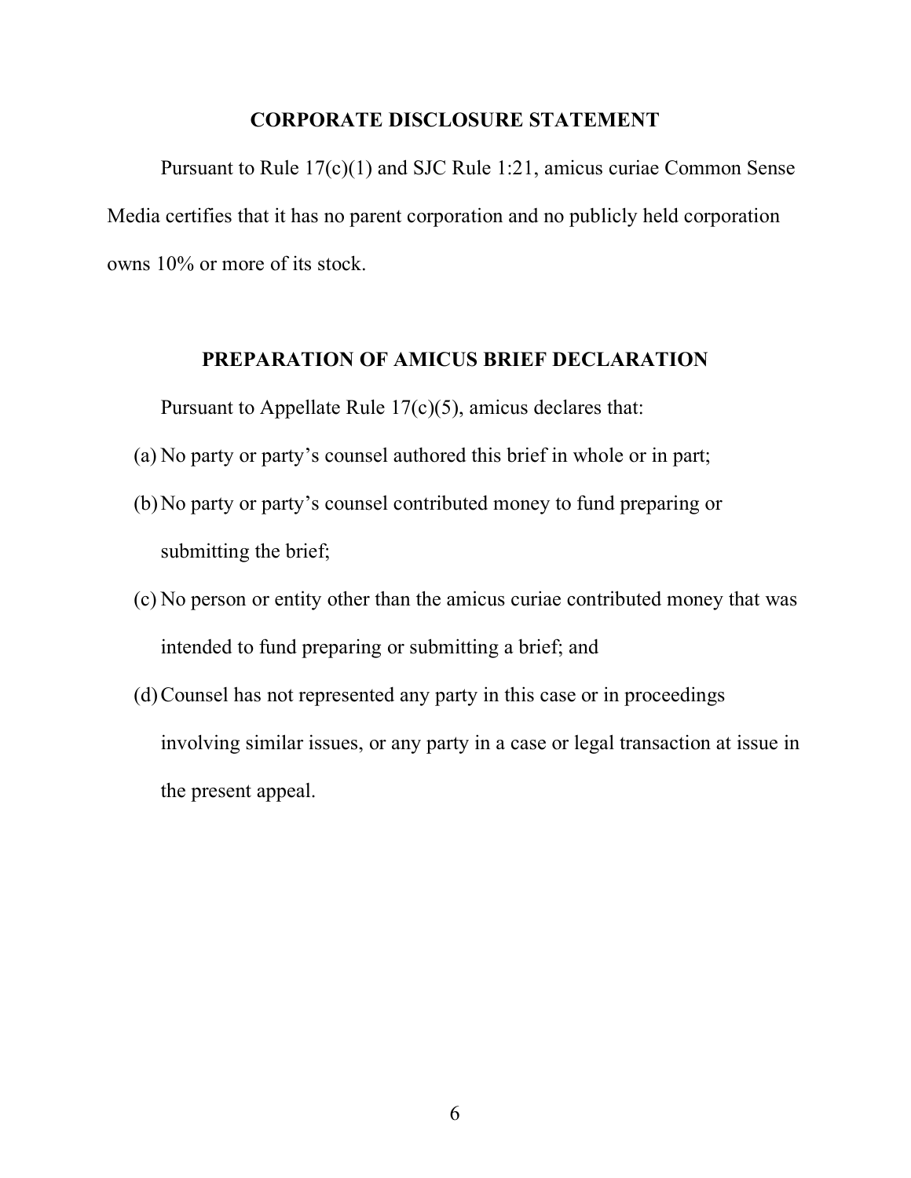## CORPORATE DISCLOSURE STATEMENT

Pursuant to Rule 17(c)(1) and SJC Rule 1:21, amicus curiae Common Sense Media certifies that it has no parent corporation and no publicly held corporation owns 10% or more of its stock.

## PREPARATION OF AMICUS BRIEF DECLARATION

Pursuant to Appellate Rule 17(c)(5), amicus declares that:

(a) No party or party's counsel authored this brief in whole or in part;

(b) No party or party's counsel contributed money to fund preparing or submitting the brief;

(c) No person or entity other than the amicus curiae contributed money that was intended to fund preparing or submitting a brief; and

(d) Counsel has not represented any party in this case or in proceedings involving similar issues, or any party in a case or legal transaction at issue in the present appeal.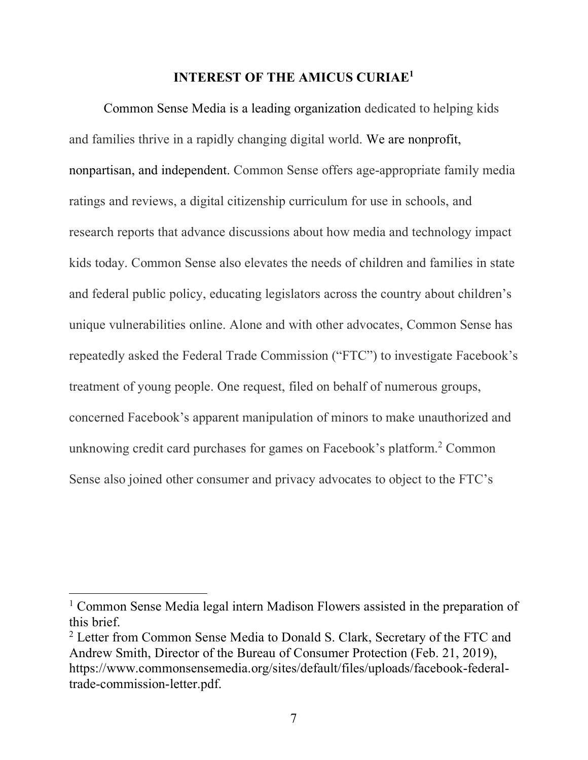## INTEREST OF THE AMICUS CURIAE[1]

Common Sense Media is a leading organization dedicated to helping kids and families thrive in a rapidly changing digital world. We are nonprofit, nonpartisan, and independent. Common Sense offers age-appropriate family media ratings and reviews, a digital citizenship curriculum for use in schools, and research reports that advance discussions about how media and technology impact kids today. Common Sense also elevates the needs of children and families in state and federal public policy, educating legislators across the country about children's unique vulnerabilities online. Alone and with other advocates, Common Sense has repeatedly asked the Federal Trade Commission ("FTC") to investigate Facebook's treatment of young people. One request, filed on behalf of numerous groups, concerned Facebook's apparent manipulation of minors to make unauthorized and unknowing credit card purchases for games on Facebook's platform.[2] Common Sense also joined other consumer and privacy advocates to object to the FTC's

---

[1] Common Sense Media legal intern Madison Flowers assisted in the preparation of this brief.

[2] Letter from Common Sense Media to Donald S. Clark, Secretary of the FTC and Andrew Smith, Director of the Bureau of Consumer Protection (Feb. 21, 2019), https://www.commonsensemedia.org/sites/default/files/uploads/facebook-federal-trade-commission-letter.pdf.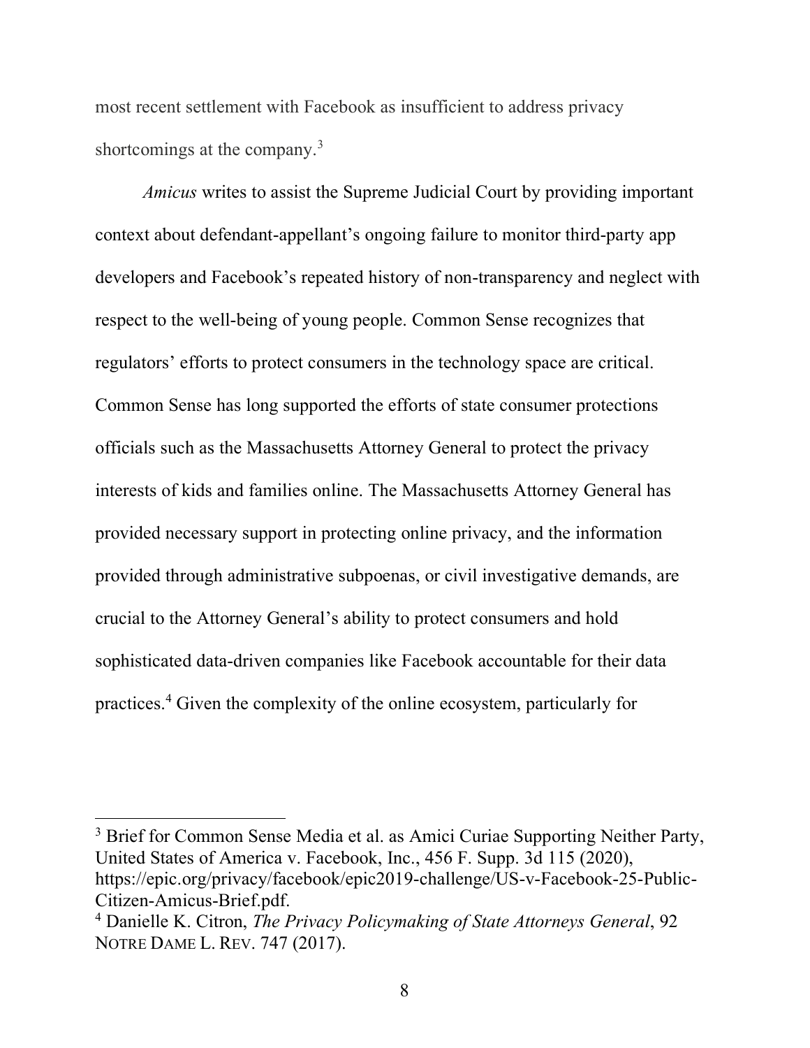most recent settlement with Facebook as insufficient to address privacy shortcomings at the company.[3]

*Amicus* writes to assist the Supreme Judicial Court by providing important context about defendant-appellant's ongoing failure to monitor third-party app developers and Facebook's repeated history of non-transparency and neglect with respect to the well-being of young people. Common Sense recognizes that regulators' efforts to protect consumers in the technology space are critical. Common Sense has long supported the efforts of state consumer protections officials such as the Massachusetts Attorney General to protect the privacy interests of kids and families online. The Massachusetts Attorney General has provided necessary support in protecting online privacy, and the information provided through administrative subpoenas, or civil investigative demands, are crucial to the Attorney General's ability to protect consumers and hold sophisticated data-driven companies like Facebook accountable for their data practices.[4] Given the complexity of the online ecosystem, particularly for

---

[3] Brief for Common Sense Media et al. as Amici Curiae Supporting Neither Party, United States of America v. Facebook, Inc., 456 F. Supp. 3d 115 (2020), https://epic.org/privacy/facebook/epic2019-challenge/US-v-Facebook-25-Public-Citizen-Amicus-Brief.pdf.

[4] Danielle K. Citron, *The Privacy Policymaking of State Attorneys General*, 92 NOTRE DAME L. REV. 747 (2017).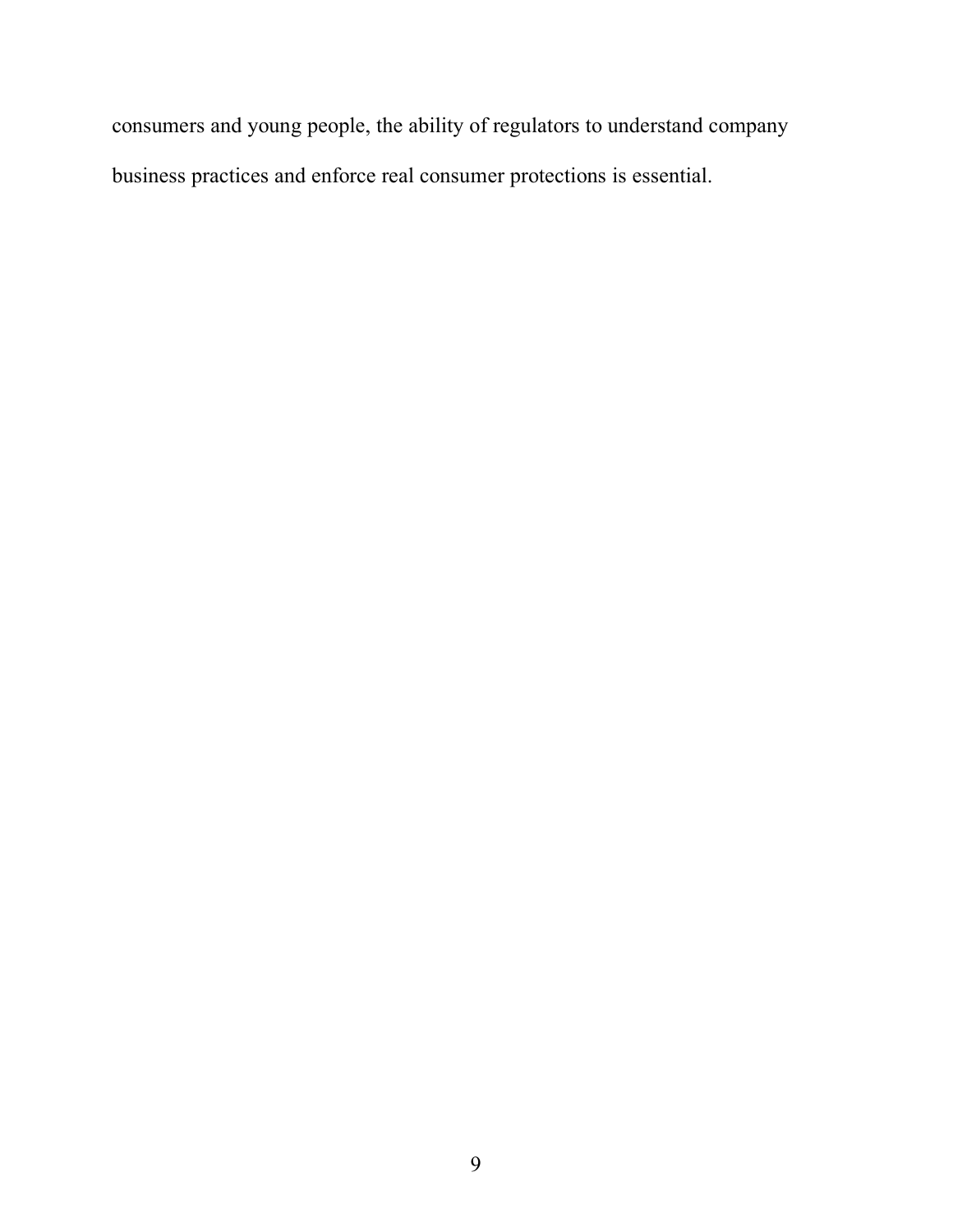consumers and young people, the ability of regulators to understand company business practices and enforce real consumer protections is essential.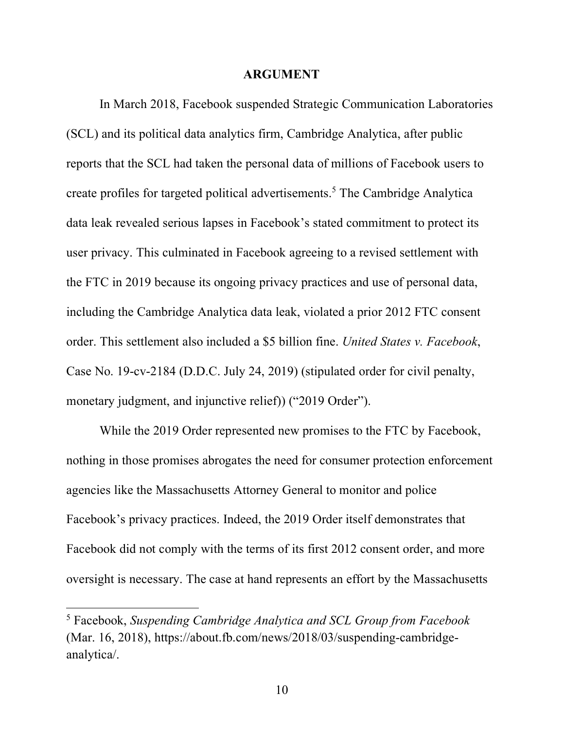**ARGUMENT**

In March 2018, Facebook suspended Strategic Communication Laboratories (SCL) and its political data analytics firm, Cambridge Analytica, after public reports that the SCL had taken the personal data of millions of Facebook users to create profiles for targeted political advertisements.[5] The Cambridge Analytica data leak revealed serious lapses in Facebook's stated commitment to protect its user privacy. This culminated in Facebook agreeing to a revised settlement with the FTC in 2019 because its ongoing privacy practices and use of personal data, including the Cambridge Analytica data leak, violated a prior 2012 FTC consent order. This settlement also included a $5 billion fine. *United States v. Facebook*, Case No. 19-cv-2184 (D.D.C. July 24, 2019) (stipulated order for civil penalty, monetary judgment, and injunctive relief)) ("2019 Order").

While the 2019 Order represented new promises to the FTC by Facebook, nothing in those promises abrogates the need for consumer protection enforcement agencies like the Massachusetts Attorney General to monitor and police Facebook's privacy practices. Indeed, the 2019 Order itself demonstrates that Facebook did not comply with the terms of its first 2012 consent order, and more oversight is necessary. The case at hand represents an effort by the Massachusetts

---

[5] Facebook, *Suspending Cambridge Analytica and SCL Group from Facebook* (Mar. 16, 2018), https://about.fb.com/news/2018/03/suspending-cambridge-analytica/.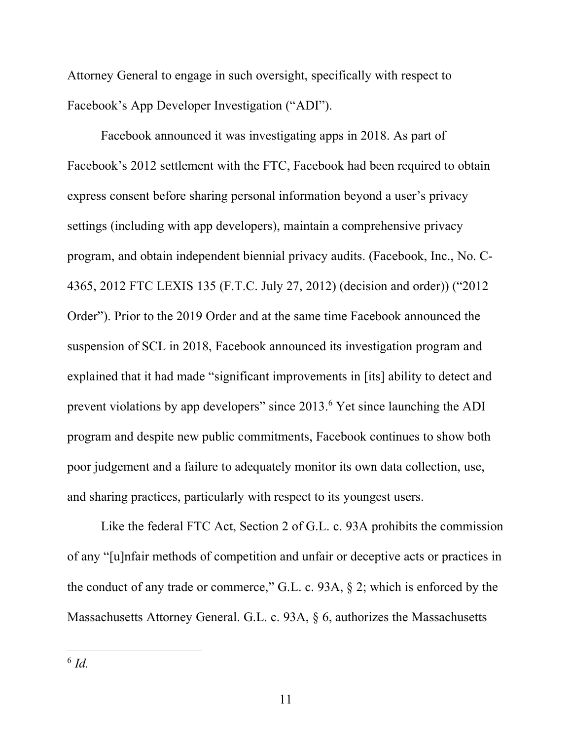Attorney General to engage in such oversight, specifically with respect to Facebook's App Developer Investigation ("ADI").

Facebook announced it was investigating apps in 2018. As part of Facebook's 2012 settlement with the FTC, Facebook had been required to obtain express consent before sharing personal information beyond a user's privacy settings (including with app developers), maintain a comprehensive privacy program, and obtain independent biennial privacy audits. (Facebook, Inc., No. C-4365, 2012 FTC LEXIS 135 (F.T.C. July 27, 2012) (decision and order)) ("2012 Order"). Prior to the 2019 Order and at the same time Facebook announced the suspension of SCL in 2018, Facebook announced its investigation program and explained that it had made "significant improvements in [its] ability to detect and prevent violations by app developers" since 2013.[6] Yet since launching the ADI program and despite new public commitments, Facebook continues to show both poor judgement and a failure to adequately monitor its own data collection, use, and sharing practices, particularly with respect to its youngest users.

Like the federal FTC Act, Section 2 of G.L. c. 93A prohibits the commission of any "[u]nfair methods of competition and unfair or deceptive acts or practices in the conduct of any trade or commerce," G.L. c. 93A, § 2; which is enforced by the Massachusetts Attorney General. G.L. c. 93A, § 6, authorizes the Massachusetts

[6] *Id.*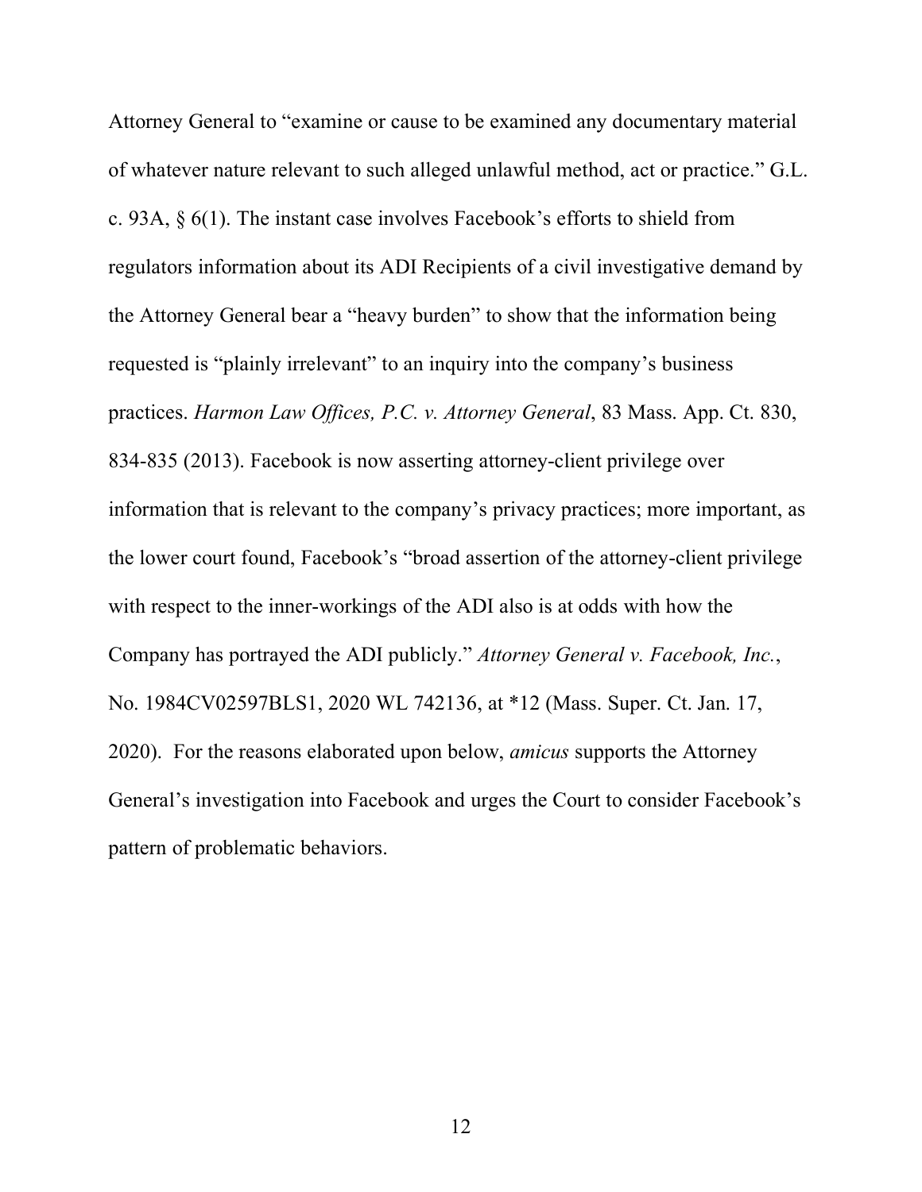Attorney General to "examine or cause to be examined any documentary material of whatever nature relevant to such alleged unlawful method, act or practice." G.L. c. 93A, § 6(1). The instant case involves Facebook's efforts to shield from regulators information about its ADI Recipients of a civil investigative demand by the Attorney General bear a "heavy burden" to show that the information being requested is "plainly irrelevant" to an inquiry into the company's business practices. *Harmon Law Offices, P.C. v. Attorney General*, 83 Mass. App. Ct. 830, 834-835 (2013). Facebook is now asserting attorney-client privilege over information that is relevant to the company's privacy practices; more important, as the lower court found, Facebook's "broad assertion of the attorney-client privilege with respect to the inner-workings of the ADI also is at odds with how the Company has portrayed the ADI publicly." *Attorney General v. Facebook, Inc.*, No. 1984CV02597BLS1, 2020 WL 742136, at *12 (Mass. Super. Ct. Jan. 17, 2020). For the reasons elaborated upon below, *amicus* supports the Attorney General's investigation into Facebook and urges the Court to consider Facebook's pattern of problematic behaviors.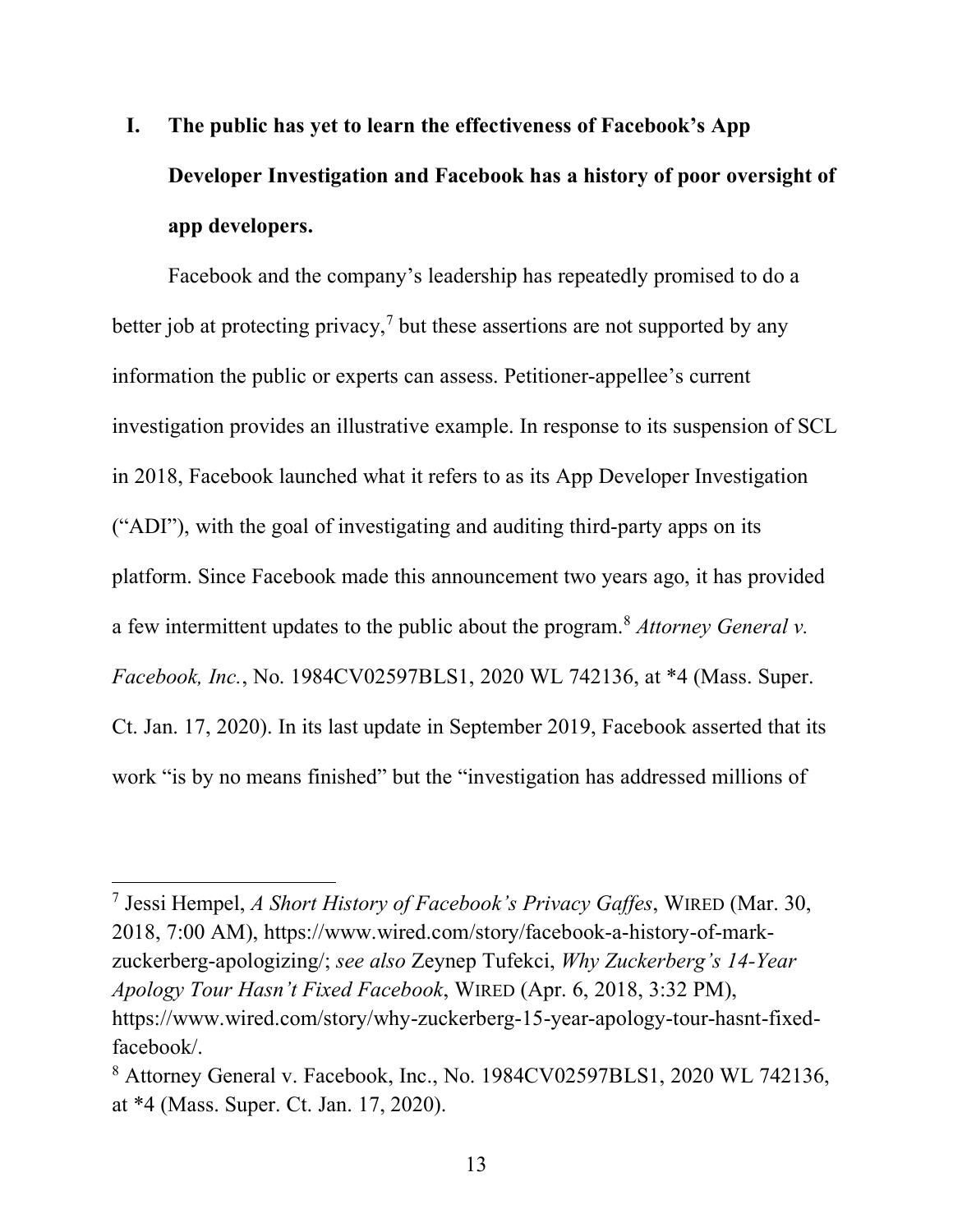## I. The public has yet to learn the effectiveness of Facebook's App Developer Investigation and Facebook has a history of poor oversight of app developers.

Facebook and the company's leadership has repeatedly promised to do a better job at protecting privacy,[7] but these assertions are not supported by any information the public or experts can assess. Petitioner-appellee's current investigation provides an illustrative example. In response to its suspension of SCL in 2018, Facebook launched what it refers to as its App Developer Investigation ("ADI"), with the goal of investigating and auditing third-party apps on its platform. Since Facebook made this announcement two years ago, it has provided a few intermittent updates to the public about the program.[8] *Attorney General v. Facebook, Inc.*, No. 1984CV02597BLS1, 2020 WL 742136, at *4 (Mass. Super. Ct. Jan. 17, 2020). In its last update in September 2019, Facebook asserted that its work "is by no means finished" but the "investigation has addressed millions of

---

[7] Jessi Hempel, *A Short History of Facebook's Privacy Gaffes*, WIRED (Mar. 30, 2018, 7:00 AM), https://www.wired.com/story/facebook-a-history-of-mark-zuckerberg-apologizing/; *see also* Zeynep Tufekci, *Why Zuckerberg's 14-Year Apology Tour Hasn't Fixed Facebook*, WIRED (Apr. 6, 2018, 3:32 PM), https://www.wired.com/story/why-zuckerberg-15-year-apology-tour-hasnt-fixed-facebook/.

[8] Attorney General v. Facebook, Inc., No. 1984CV02597BLS1, 2020 WL 742136, at *4 (Mass. Super. Ct. Jan. 17, 2020).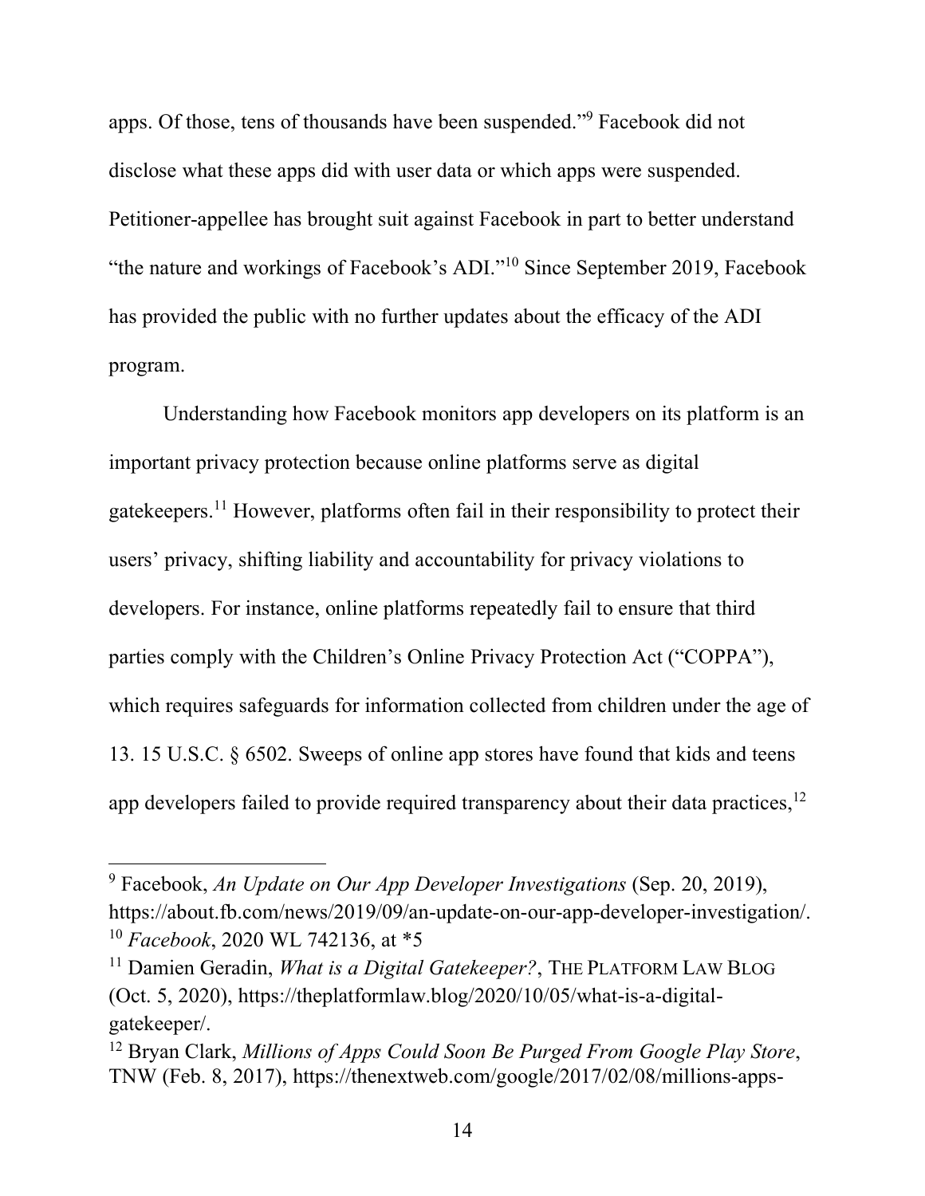apps. Of those, tens of thousands have been suspended."[9] Facebook did not disclose what these apps did with user data or which apps were suspended. Petitioner-appellee has brought suit against Facebook in part to better understand "the nature and workings of Facebook's ADI."[10] Since September 2019, Facebook has provided the public with no further updates about the efficacy of the ADI program.

Understanding how Facebook monitors app developers on its platform is an important privacy protection because online platforms serve as digital gatekeepers.[11] However, platforms often fail in their responsibility to protect their users' privacy, shifting liability and accountability for privacy violations to developers. For instance, online platforms repeatedly fail to ensure that third parties comply with the Children's Online Privacy Protection Act ("COPPA"), which requires safeguards for information collected from children under the age of 13. 15 U.S.C. § 6502. Sweeps of online app stores have found that kids and teens app developers failed to provide required transparency about their data practices,[12]

---

[9] Facebook, *An Update on Our App Developer Investigations* (Sep. 20, 2019), https://about.fb.com/news/2019/09/an-update-on-our-app-developer-investigation/.

[10] *Facebook*, 2020 WL 742136, at *5

[11] Damien Geradin, *What is a Digital Gatekeeper?*, THE PLATFORM LAW BLOG (Oct. 5, 2020), https://theplatformlaw.blog/2020/10/05/what-is-a-digital-gatekeeper/.

[12] Bryan Clark, *Millions of Apps Could Soon Be Purged From Google Play Store*, TNW (Feb. 8, 2017), https://thenextweb.com/google/2017/02/08/millions-apps-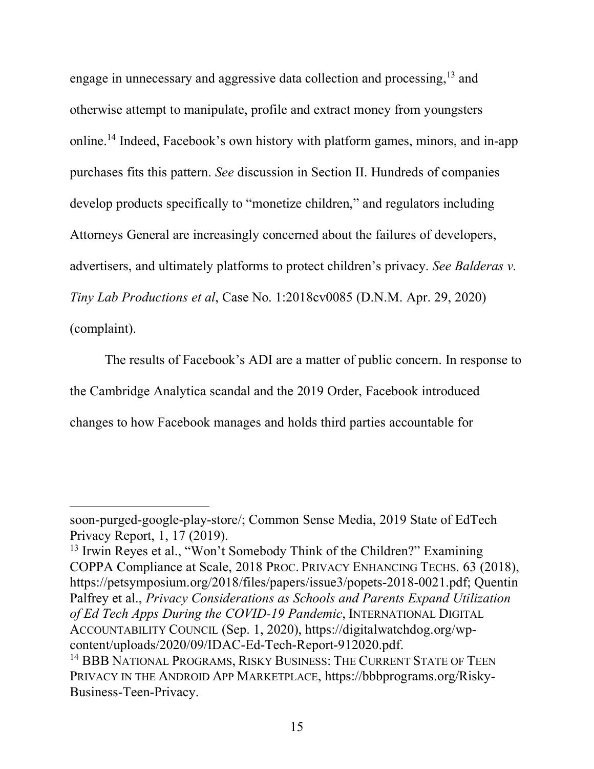engage in unnecessary and aggressive data collection and processing,[13] and otherwise attempt to manipulate, profile and extract money from youngsters online.[14] Indeed, Facebook's own history with platform games, minors, and in-app purchases fits this pattern. *See* discussion in Section II. Hundreds of companies develop products specifically to "monetize children," and regulators including Attorneys General are increasingly concerned about the failures of developers, advertisers, and ultimately platforms to protect children's privacy. *See Balderas v. Tiny Lab Productions et al*, Case No. 1:2018cv0085 (D.N.M. Apr. 29, 2020) (complaint).

The results of Facebook's ADI are a matter of public concern. In response to the Cambridge Analytica scandal and the 2019 Order, Facebook introduced changes to how Facebook manages and holds third parties accountable for

---

soon-purged-google-play-store/; Common Sense Media, 2019 State of EdTech Privacy Report, 1, 17 (2019).

[13] Irwin Reyes et al., "Won't Somebody Think of the Children?" Examining COPPA Compliance at Scale, 2018 PROC. PRIVACY ENHANCING TECHS. 63 (2018), https://petsymposium.org/2018/files/papers/issue3/popets-2018-0021.pdf; Quentin Palfrey et al., *Privacy Considerations as Schools and Parents Expand Utilization of Ed Tech Apps During the COVID-19 Pandemic*, INTERNATIONAL DIGITAL ACCOUNTABILITY COUNCIL (Sep. 1, 2020), https://digitalwatchdog.org/wp-content/uploads/2020/09/IDAC-Ed-Tech-Report-912020.pdf.

[14] BBB NATIONAL PROGRAMS, RISKY BUSINESS: THE CURRENT STATE OF TEEN PRIVACY IN THE ANDROID APP MARKETPLACE, https://bbbprograms.org/Risky-Business-Teen-Privacy.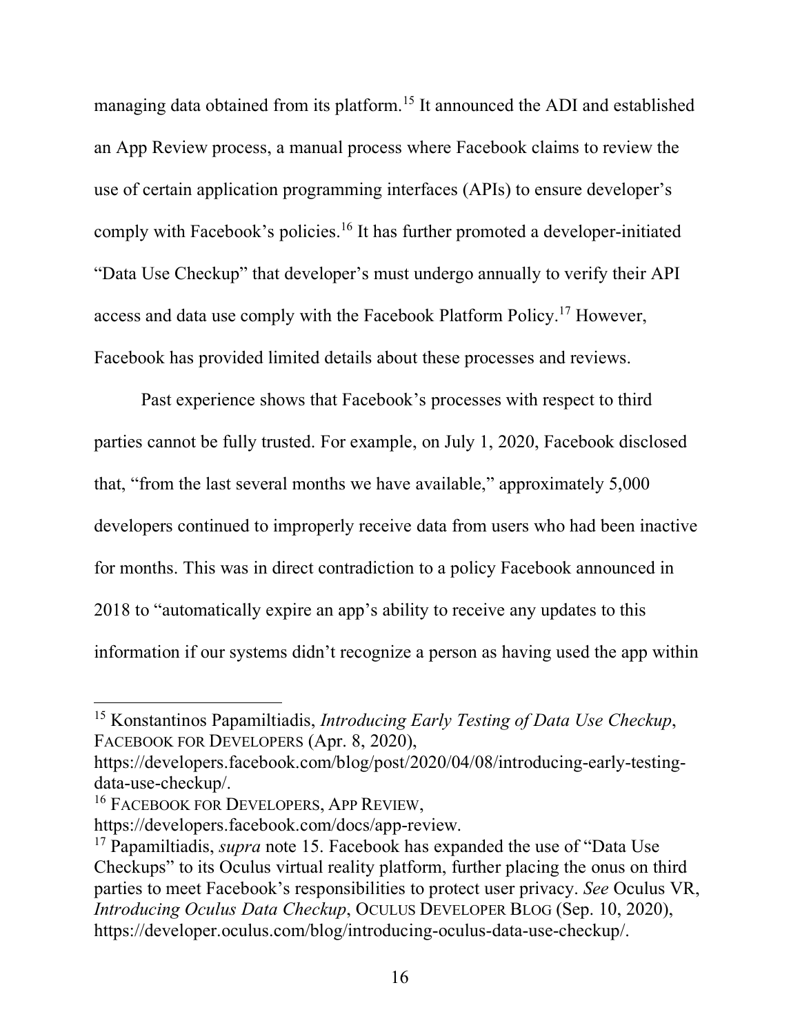managing data obtained from its platform.[15] It announced the ADI and established an App Review process, a manual process where Facebook claims to review the use of certain application programming interfaces (APIs) to ensure developer's comply with Facebook's policies.[16] It has further promoted a developer-initiated "Data Use Checkup" that developer's must undergo annually to verify their API access and data use comply with the Facebook Platform Policy.[17] However, Facebook has provided limited details about these processes and reviews.

Past experience shows that Facebook's processes with respect to third parties cannot be fully trusted. For example, on July 1, 2020, Facebook disclosed that, "from the last several months we have available," approximately 5,000 developers continued to improperly receive data from users who had been inactive for months. This was in direct contradiction to a policy Facebook announced in 2018 to "automatically expire an app's ability to receive any updates to this information if our systems didn't recognize a person as having used the app within

---

[15] Konstantinos Papamiltiadis, *Introducing Early Testing of Data Use Checkup*, FACEBOOK FOR DEVELOPERS (Apr. 8, 2020), https://developers.facebook.com/blog/post/2020/04/08/introducing-early-testing-data-use-checkup/.

[16] FACEBOOK FOR DEVELOPERS, APP REVIEW, https://developers.facebook.com/docs/app-review.

[17] Papamiltiadis, *supra* note 15. Facebook has expanded the use of "Data Use Checkups" to its Oculus virtual reality platform, further placing the onus on third parties to meet Facebook's responsibilities to protect user privacy. *See* Oculus VR, *Introducing Oculus Data Checkup*, OCULUS DEVELOPER BLOG (Sep. 10, 2020), https://developer.oculus.com/blog/introducing-oculus-data-use-checkup/.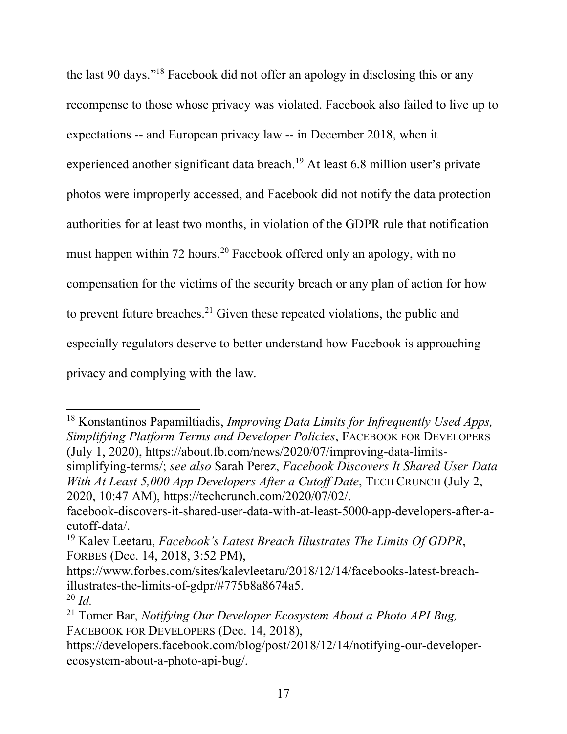the last 90 days."[18] Facebook did not offer an apology in disclosing this or any recompense to those whose privacy was violated. Facebook also failed to live up to expectations -- and European privacy law -- in December 2018, when it experienced another significant data breach.[19] At least 6.8 million user's private photos were improperly accessed, and Facebook did not notify the data protection authorities for at least two months, in violation of the GDPR rule that notification must happen within 72 hours.[20] Facebook offered only an apology, with no compensation for the victims of the security breach or any plan of action for how to prevent future breaches.[21] Given these repeated violations, the public and especially regulators deserve to better understand how Facebook is approaching privacy and complying with the law.

---

[18] Konstantinos Papamiltiadis, *Improving Data Limits for Infrequently Used Apps, Simplifying Platform Terms and Developer Policies*, FACEBOOK FOR DEVELOPERS (July 1, 2020), https://about.fb.com/news/2020/07/improving-data-limits-simplifying-terms/; *see also* Sarah Perez, *Facebook Discovers It Shared User Data With At Least 5,000 App Developers After a Cutoff Date*, TECH CRUNCH (July 2, 2020, 10:47 AM), https://techcrunch.com/2020/07/02/. facebook-discovers-it-shared-user-data-with-at-least-5000-app-developers-after-a-cutoff-data/.

[19] Kalev Leetaru, *Facebook's Latest Breach Illustrates The Limits Of GDPR*, FORBES (Dec. 14, 2018, 3:52 PM), https://www.forbes.com/sites/kalevleetaru/2018/12/14/facebooks-latest-breach-illustrates-the-limits-of-gdpr/#775b8a8674a5.

[20] *Id.*

[21] Tomer Bar, *Notifying Our Developer Ecosystem About a Photo API Bug,* FACEBOOK FOR DEVELOPERS (Dec. 14, 2018), https://developers.facebook.com/blog/post/2018/12/14/notifying-our-developer-ecosystem-about-a-photo-api-bug/.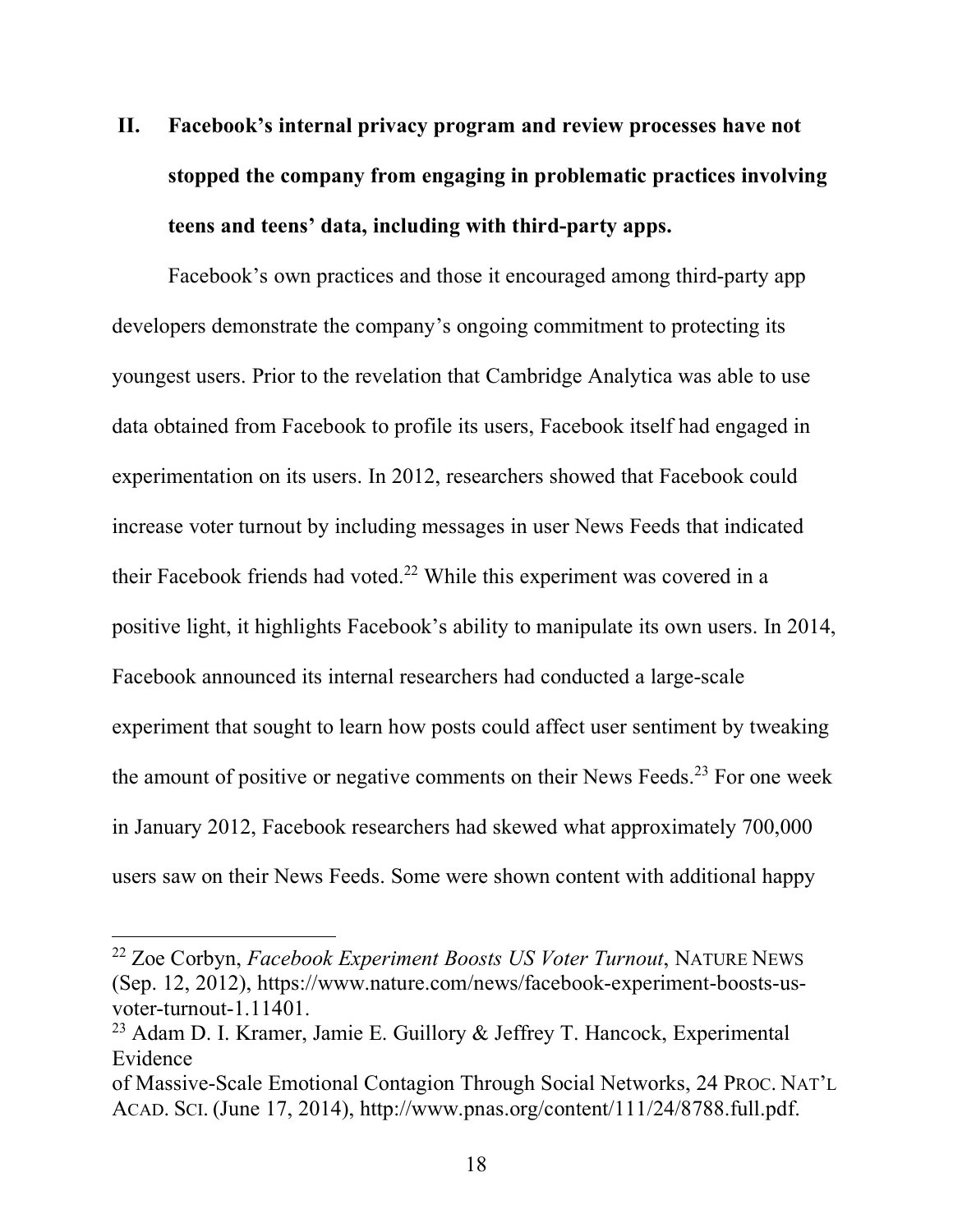## II. Facebook's internal privacy program and review processes have not stopped the company from engaging in problematic practices involving teens and teens' data, including with third-party apps.

Facebook's own practices and those it encouraged among third-party app developers demonstrate the company's ongoing commitment to protecting its youngest users. Prior to the revelation that Cambridge Analytica was able to use data obtained from Facebook to profile its users, Facebook itself had engaged in experimentation on its users. In 2012, researchers showed that Facebook could increase voter turnout by including messages in user News Feeds that indicated their Facebook friends had voted.[22] While this experiment was covered in a positive light, it highlights Facebook's ability to manipulate its own users. In 2014, Facebook announced its internal researchers had conducted a large-scale experiment that sought to learn how posts could affect user sentiment by tweaking the amount of positive or negative comments on their News Feeds.[23] For one week in January 2012, Facebook researchers had skewed what approximately 700,000 users saw on their News Feeds. Some were shown content with additional happy

---

[22] Zoe Corbyn, *Facebook Experiment Boosts US Voter Turnout*, NATURE NEWS (Sep. 12, 2012), https://www.nature.com/news/facebook-experiment-boosts-us-voter-turnout-1.11401.

[23] Adam D. I. Kramer, Jamie E. Guillory & Jeffrey T. Hancock, Experimental Evidence of Massive-Scale Emotional Contagion Through Social Networks, 24 PROC. NAT'L ACAD. SCI. (June 17, 2014), http://www.pnas.org/content/111/24/8788.full.pdf.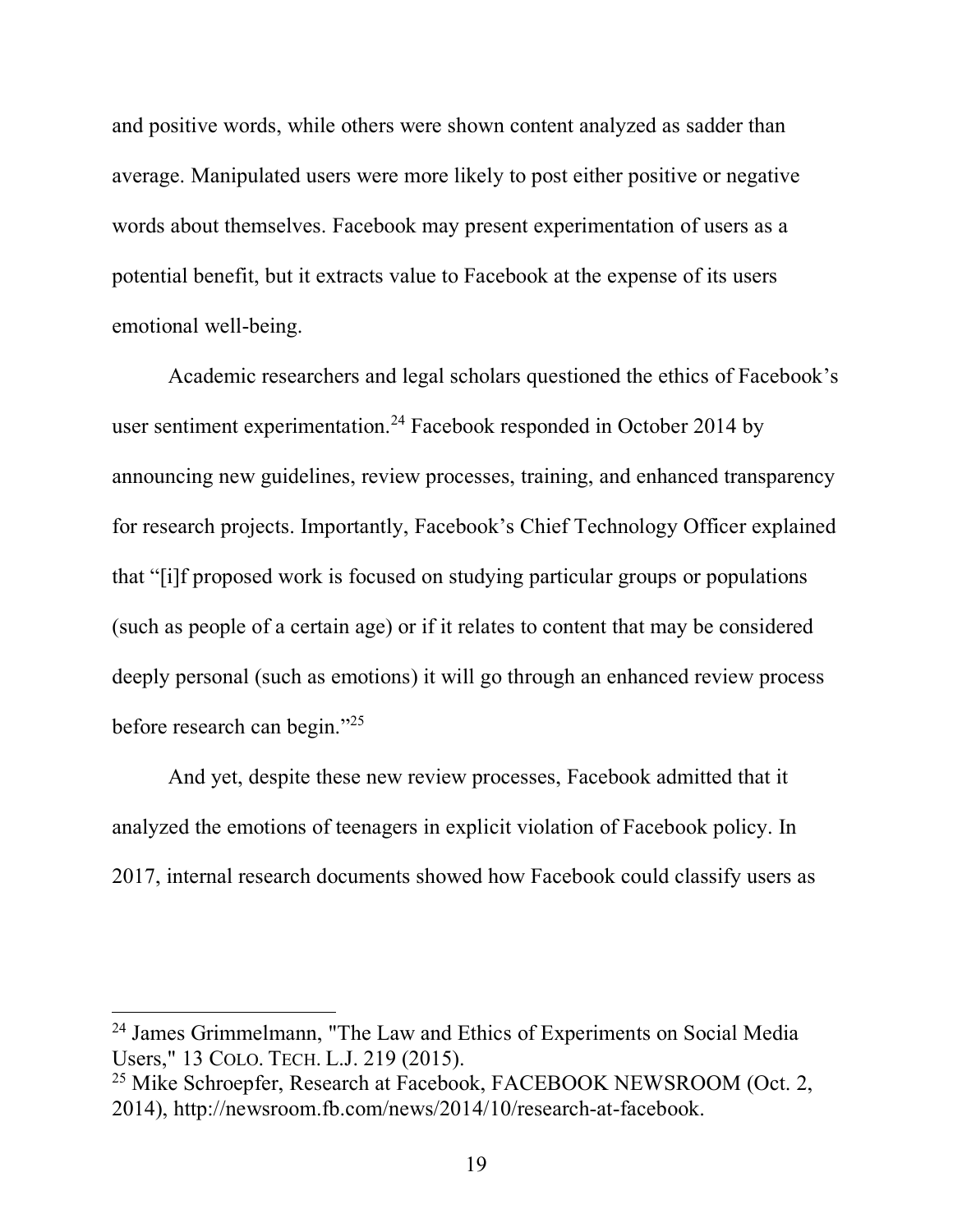and positive words, while others were shown content analyzed as sadder than average. Manipulated users were more likely to post either positive or negative words about themselves. Facebook may present experimentation of users as a potential benefit, but it extracts value to Facebook at the expense of its users emotional well-being.

Academic researchers and legal scholars questioned the ethics of Facebook's user sentiment experimentation.[24] Facebook responded in October 2014 by announcing new guidelines, review processes, training, and enhanced transparency for research projects. Importantly, Facebook's Chief Technology Officer explained that "[i]f proposed work is focused on studying particular groups or populations (such as people of a certain age) or if it relates to content that may be considered deeply personal (such as emotions) it will go through an enhanced review process before research can begin."[25]

And yet, despite these new review processes, Facebook admitted that it analyzed the emotions of teenagers in explicit violation of Facebook policy. In 2017, internal research documents showed how Facebook could classify users as

---

[24] James Grimmelmann, "The Law and Ethics of Experiments on Social Media Users," 13 COLO. TECH. L.J. 219 (2015).

[25] Mike Schroepfer, Research at Facebook, FACEBOOK NEWSROOM (Oct. 2, 2014), http://newsroom.fb.com/news/2014/10/research-at-facebook.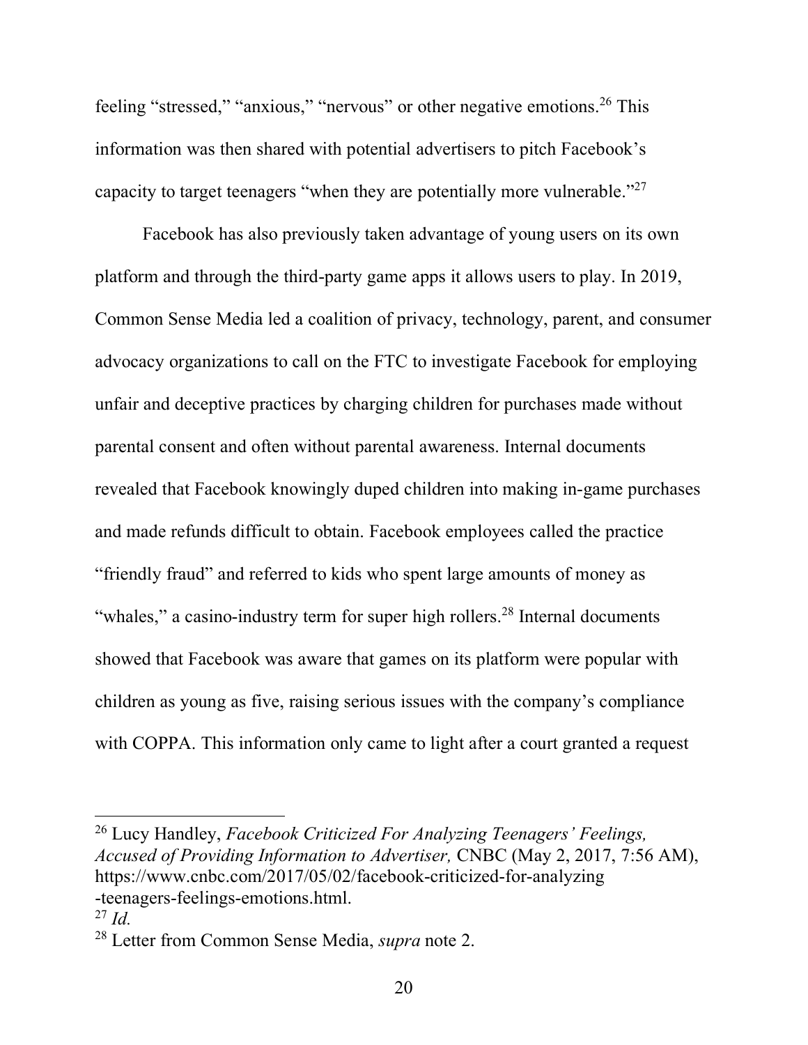feeling "stressed," "anxious," "nervous" or other negative emotions.[26] This information was then shared with potential advertisers to pitch Facebook's capacity to target teenagers "when they are potentially more vulnerable."[27]

Facebook has also previously taken advantage of young users on its own platform and through the third-party game apps it allows users to play. In 2019, Common Sense Media led a coalition of privacy, technology, parent, and consumer advocacy organizations to call on the FTC to investigate Facebook for employing unfair and deceptive practices by charging children for purchases made without parental consent and often without parental awareness. Internal documents revealed that Facebook knowingly duped children into making in-game purchases and made refunds difficult to obtain. Facebook employees called the practice "friendly fraud" and referred to kids who spent large amounts of money as "whales," a casino-industry term for super high rollers.[28] Internal documents showed that Facebook was aware that games on its platform were popular with children as young as five, raising serious issues with the company's compliance with COPPA. This information only came to light after a court granted a request

---

[26] Lucy Handley, *Facebook Criticized For Analyzing Teenagers' Feelings, Accused of Providing Information to Advertiser,* CNBC (May 2, 2017, 7:56 AM), https://www.cnbc.com/2017/05/02/facebook-criticized-for-analyzing-teenagers-feelings-emotions.html.

[27] *Id.*

[28] Letter from Common Sense Media, *supra* note 2.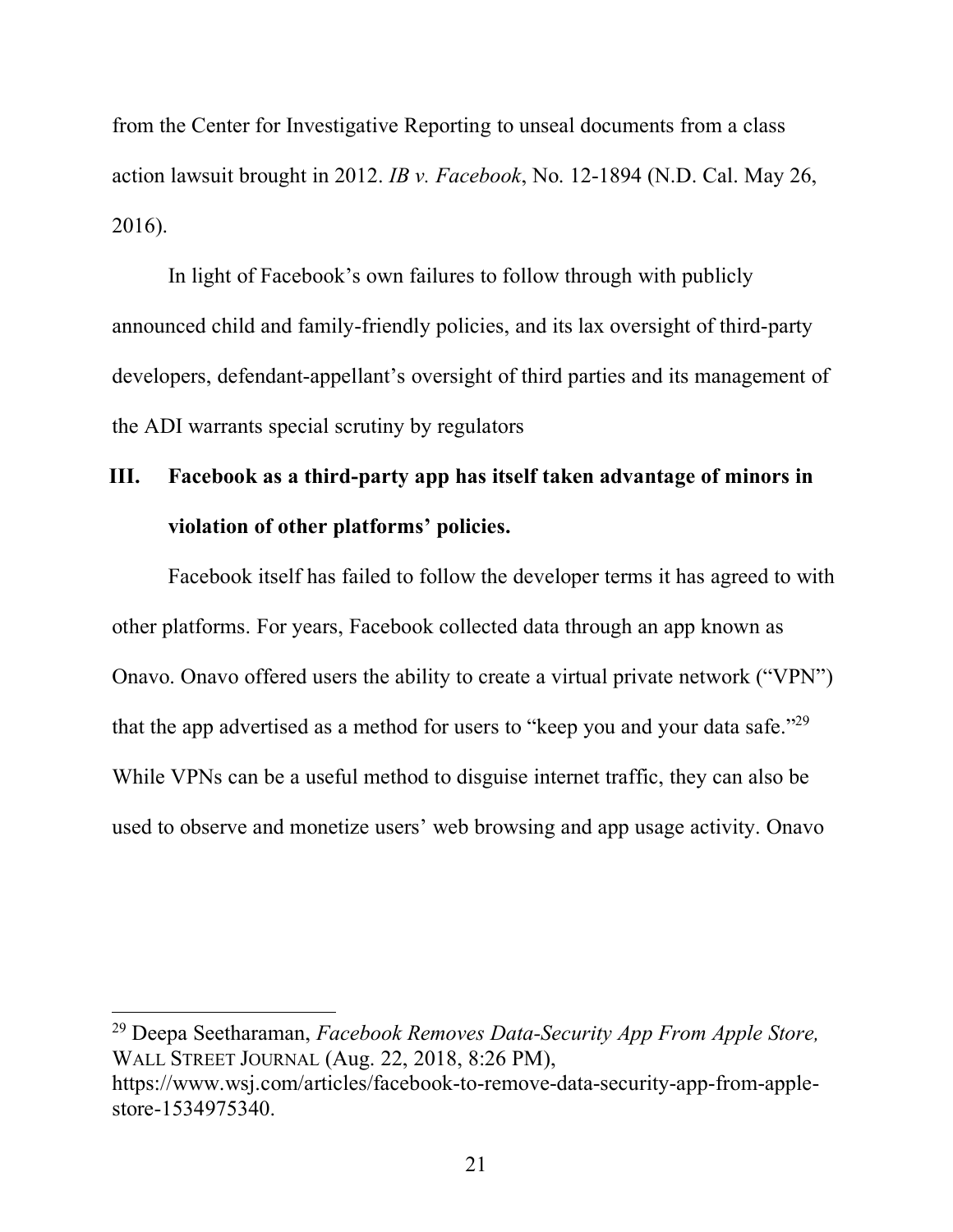from the Center for Investigative Reporting to unseal documents from a class action lawsuit brought in 2012. *IB v. Facebook*, No. 12-1894 (N.D. Cal. May 26, 2016).

In light of Facebook's own failures to follow through with publicly announced child and family-friendly policies, and its lax oversight of third-party developers, defendant-appellant's oversight of third parties and its management of the ADI warrants special scrutiny by regulators

## III. Facebook as a third-party app has itself taken advantage of minors in violation of other platforms' policies.

Facebook itself has failed to follow the developer terms it has agreed to with other platforms. For years, Facebook collected data through an app known as Onavo. Onavo offered users the ability to create a virtual private network ("VPN") that the app advertised as a method for users to "keep you and your data safe."[29] While VPNs can be a useful method to disguise internet traffic, they can also be used to observe and monetize users' web browsing and app usage activity. Onavo

---

[29] Deepa Seetharaman, *Facebook Removes Data-Security App From Apple Store,* WALL STREET JOURNAL (Aug. 22, 2018, 8:26 PM), https://www.wsj.com/articles/facebook-to-remove-data-security-app-from-apple-store-1534975340.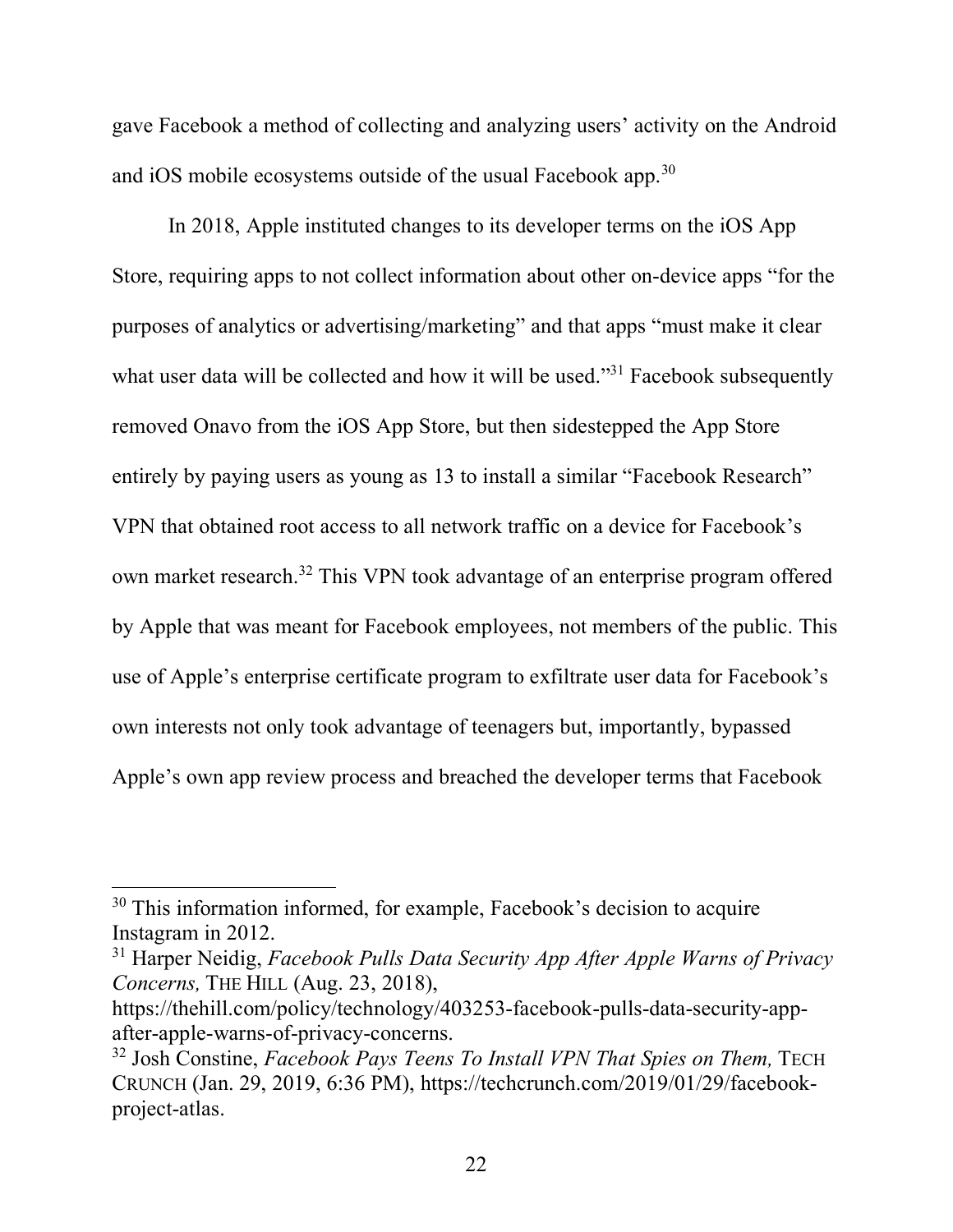gave Facebook a method of collecting and analyzing users' activity on the Android and iOS mobile ecosystems outside of the usual Facebook app.[30]

In 2018, Apple instituted changes to its developer terms on the iOS App Store, requiring apps to not collect information about other on-device apps "for the purposes of analytics or advertising/marketing" and that apps "must make it clear what user data will be collected and how it will be used."[31] Facebook subsequently removed Onavo from the iOS App Store, but then sidestepped the App Store entirely by paying users as young as 13 to install a similar "Facebook Research" VPN that obtained root access to all network traffic on a device for Facebook's own market research.[32] This VPN took advantage of an enterprise program offered by Apple that was meant for Facebook employees, not members of the public. This use of Apple's enterprise certificate program to exfiltrate user data for Facebook's own interests not only took advantage of teenagers but, importantly, bypassed Apple's own app review process and breached the developer terms that Facebook

---

[30] This information informed, for example, Facebook's decision to acquire Instagram in 2012.

[31] Harper Neidig, *Facebook Pulls Data Security App After Apple Warns of Privacy Concerns,* THE HILL (Aug. 23, 2018), https://thehill.com/policy/technology/403253-facebook-pulls-data-security-app-after-apple-warns-of-privacy-concerns.

[32] Josh Constine, *Facebook Pays Teens To Install VPN That Spies on Them,* TECH CRUNCH (Jan. 29, 2019, 6:36 PM), https://techcrunch.com/2019/01/29/facebook-project-atlas.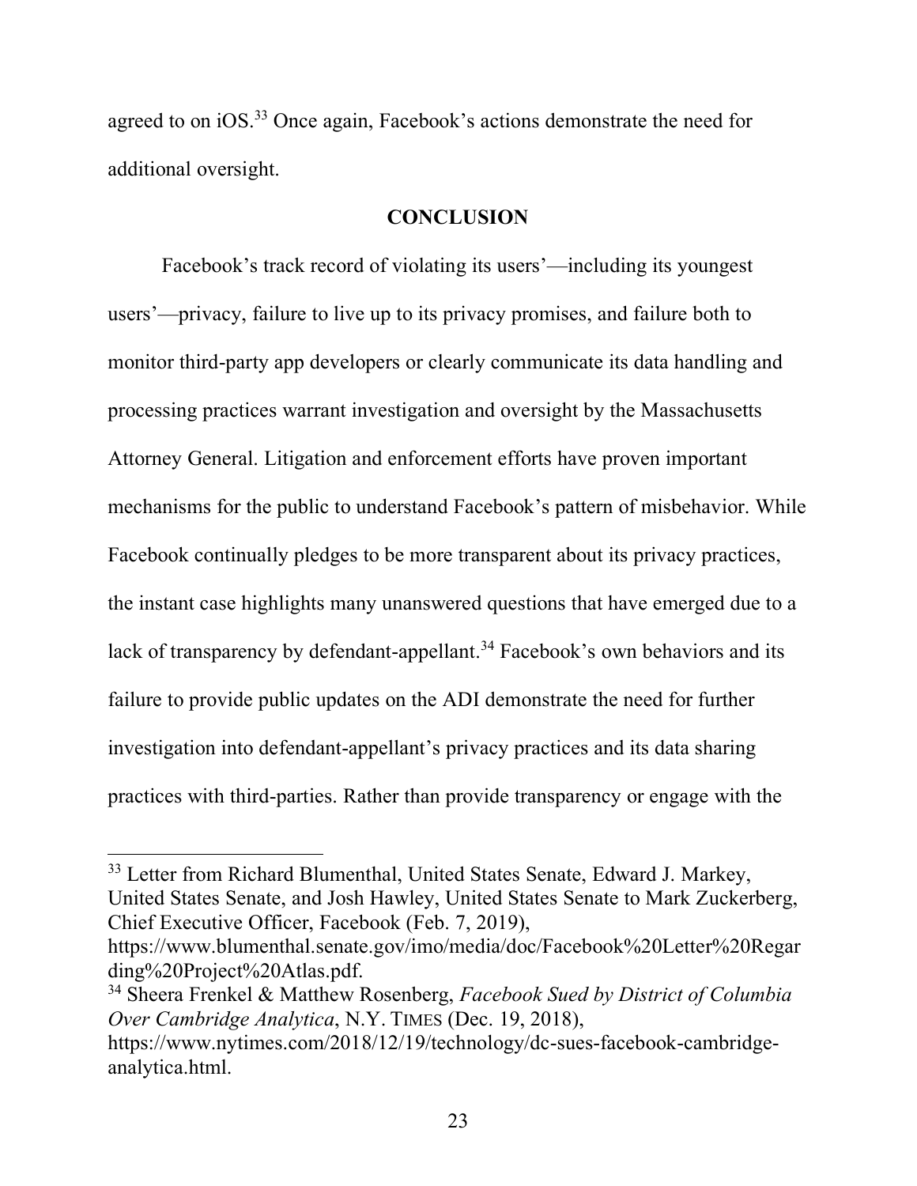agreed to on iOS.[33] Once again, Facebook's actions demonstrate the need for additional oversight.

## CONCLUSION

Facebook's track record of violating its users'—including its youngest users'—privacy, failure to live up to its privacy promises, and failure both to monitor third-party app developers or clearly communicate its data handling and processing practices warrant investigation and oversight by the Massachusetts Attorney General. Litigation and enforcement efforts have proven important mechanisms for the public to understand Facebook's pattern of misbehavior. While Facebook continually pledges to be more transparent about its privacy practices, the instant case highlights many unanswered questions that have emerged due to a lack of transparency by defendant-appellant.[34] Facebook's own behaviors and its failure to provide public updates on the ADI demonstrate the need for further investigation into defendant-appellant's privacy practices and its data sharing practices with third-parties. Rather than provide transparency or engage with the

---

[33] Letter from Richard Blumenthal, United States Senate, Edward J. Markey, United States Senate, and Josh Hawley, United States Senate to Mark Zuckerberg, Chief Executive Officer, Facebook (Feb. 7, 2019), https://www.blumenthal.senate.gov/imo/media/doc/Facebook%20Letter%20Regarding%20Project%20Atlas.pdf.

[34] Sheera Frenkel & Matthew Rosenberg, *Facebook Sued by District of Columbia Over Cambridge Analytica*, N.Y. TIMES (Dec. 19, 2018), https://www.nytimes.com/2018/12/19/technology/dc-sues-facebook-cambridge-analytica.html.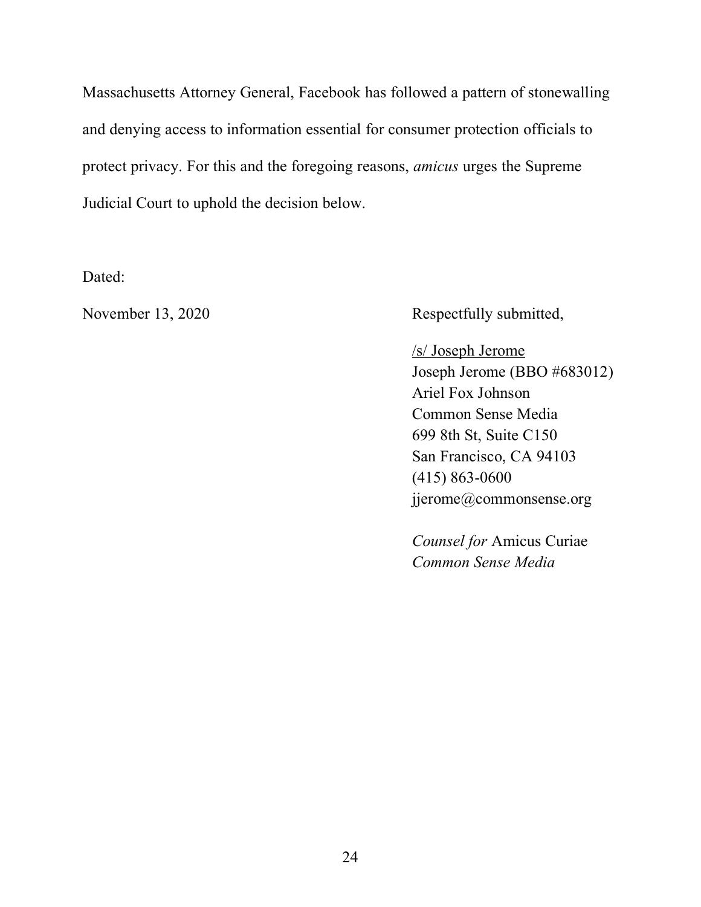Massachusetts Attorney General, Facebook has followed a pattern of stonewalling and denying access to information essential for consumer protection officials to protect privacy. For this and the foregoing reasons, *amicus* urges the Supreme Judicial Court to uphold the decision below.

Dated:

November 13, 2020

Respectfully submitted,

/s/ Joseph Jerome
Joseph Jerome (BBO #683012)
Ariel Fox Johnson
Common Sense Media
699 8th St, Suite C150
San Francisco, CA 94103
(415) 863-0600
jjerome@commonsense.org

*Counsel for* Amicus Curiae
*Common Sense Media*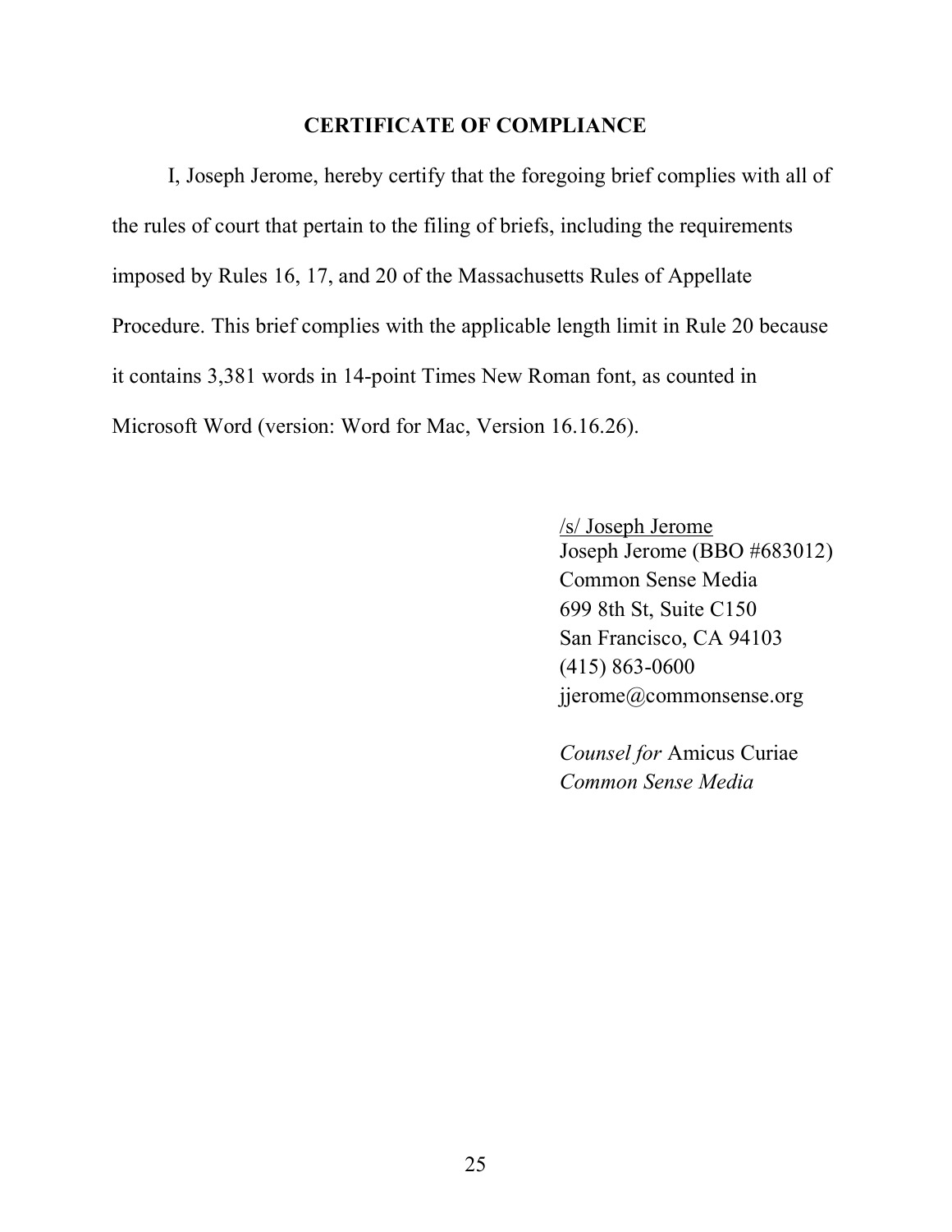## CERTIFICATE OF COMPLIANCE

I, Joseph Jerome, hereby certify that the foregoing brief complies with all of the rules of court that pertain to the filing of briefs, including the requirements imposed by Rules 16, 17, and 20 of the Massachusetts Rules of Appellate Procedure. This brief complies with the applicable length limit in Rule 20 because it contains 3,381 words in 14-point Times New Roman font, as counted in Microsoft Word (version: Word for Mac, Version 16.16.26).

/s/ Joseph Jerome
Joseph Jerome (BBO #683012)
Common Sense Media
699 8th St, Suite C150
San Francisco, CA 94103
(415) 863-0600
jjerome@commonsense.org

*Counsel for* Amicus Curiae
*Common Sense Media*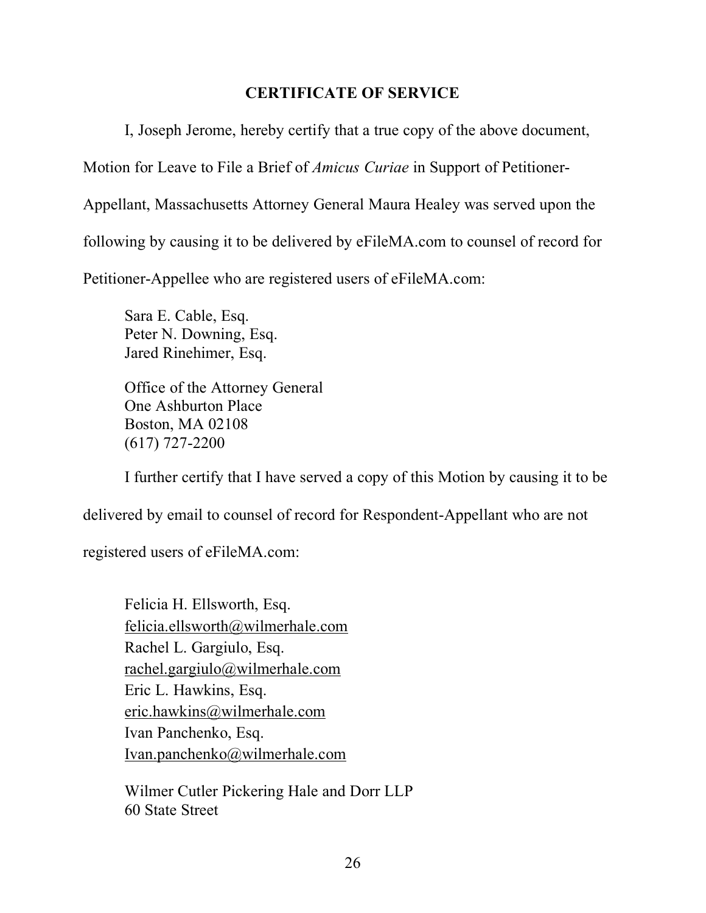**CERTIFICATE OF SERVICE**

I, Joseph Jerome, hereby certify that a true copy of the above document, Motion for Leave to File a Brief of *Amicus Curiae* in Support of Petitioner-Appellant, Massachusetts Attorney General Maura Healey was served upon the following by causing it to be delivered by eFileMA.com to counsel of record for Petitioner-Appellee who are registered users of eFileMA.com:

Sara E. Cable, Esq.
Peter N. Downing, Esq.
Jared Rinehimer, Esq.

Office of the Attorney General
One Ashburton Place
Boston, MA 02108
(617) 727-2200

I further certify that I have served a copy of this Motion by causing it to be delivered by email to counsel of record for Respondent-Appellant who are not registered users of eFileMA.com:

Felicia H. Ellsworth, Esq.
felicia.ellsworth@wilmerhale.com
Rachel L. Gargiulo, Esq.
rachel.gargiulo@wilmerhale.com
Eric L. Hawkins, Esq.
eric.hawkins@wilmerhale.com
Ivan Panchenko, Esq.
Ivan.panchenko@wilmerhale.com

Wilmer Cutler Pickering Hale and Dorr LLP
60 State Street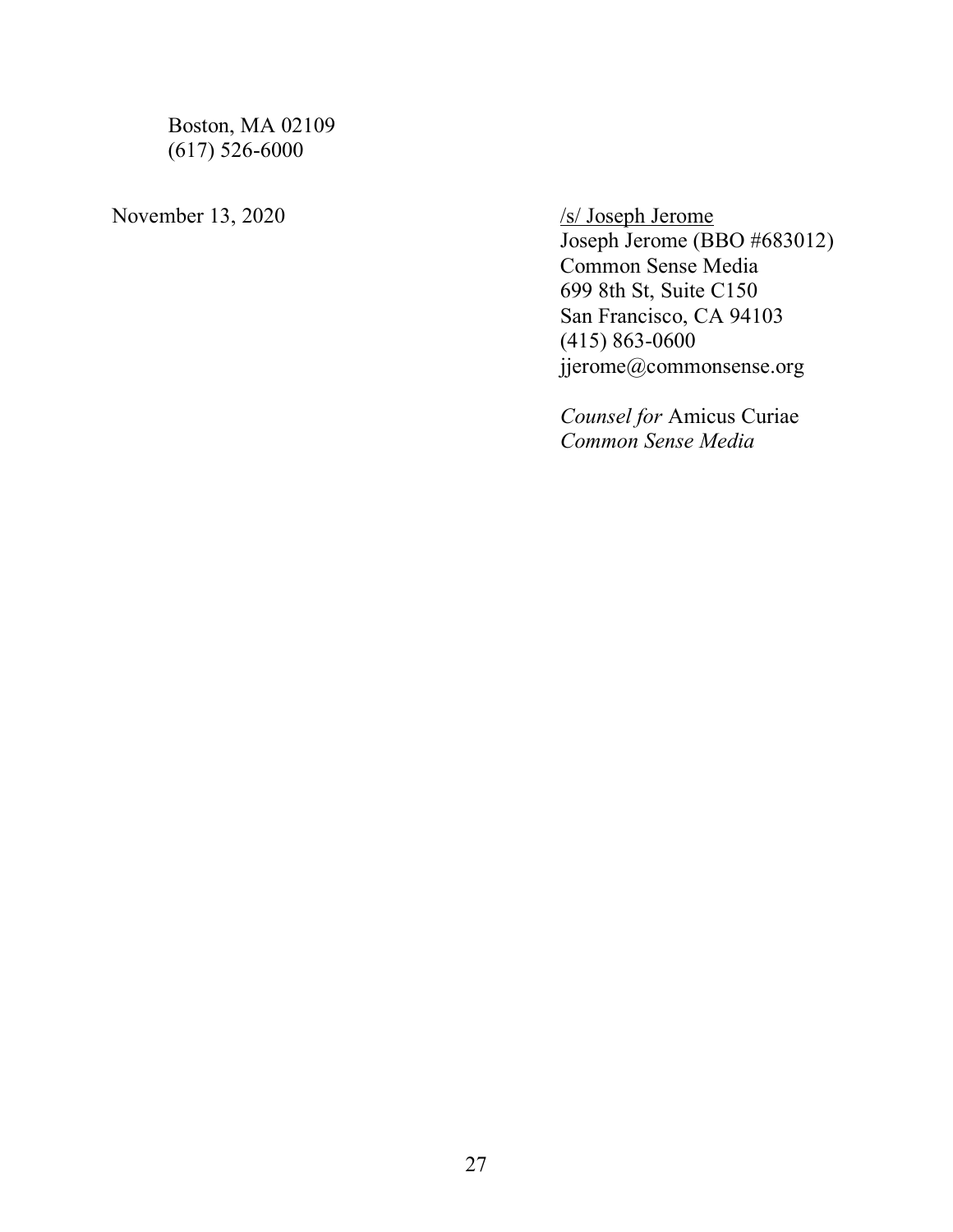Boston, MA 02109
(617) 526-6000

November 13, 2020

/s/ Joseph Jerome
Joseph Jerome (BBO #683012)
Common Sense Media
699 8th St, Suite C150
San Francisco, CA 94103
(415) 863-0600
jjerome@commonsense.org

*Counsel for* Amicus Curiae
*Common Sense Media*